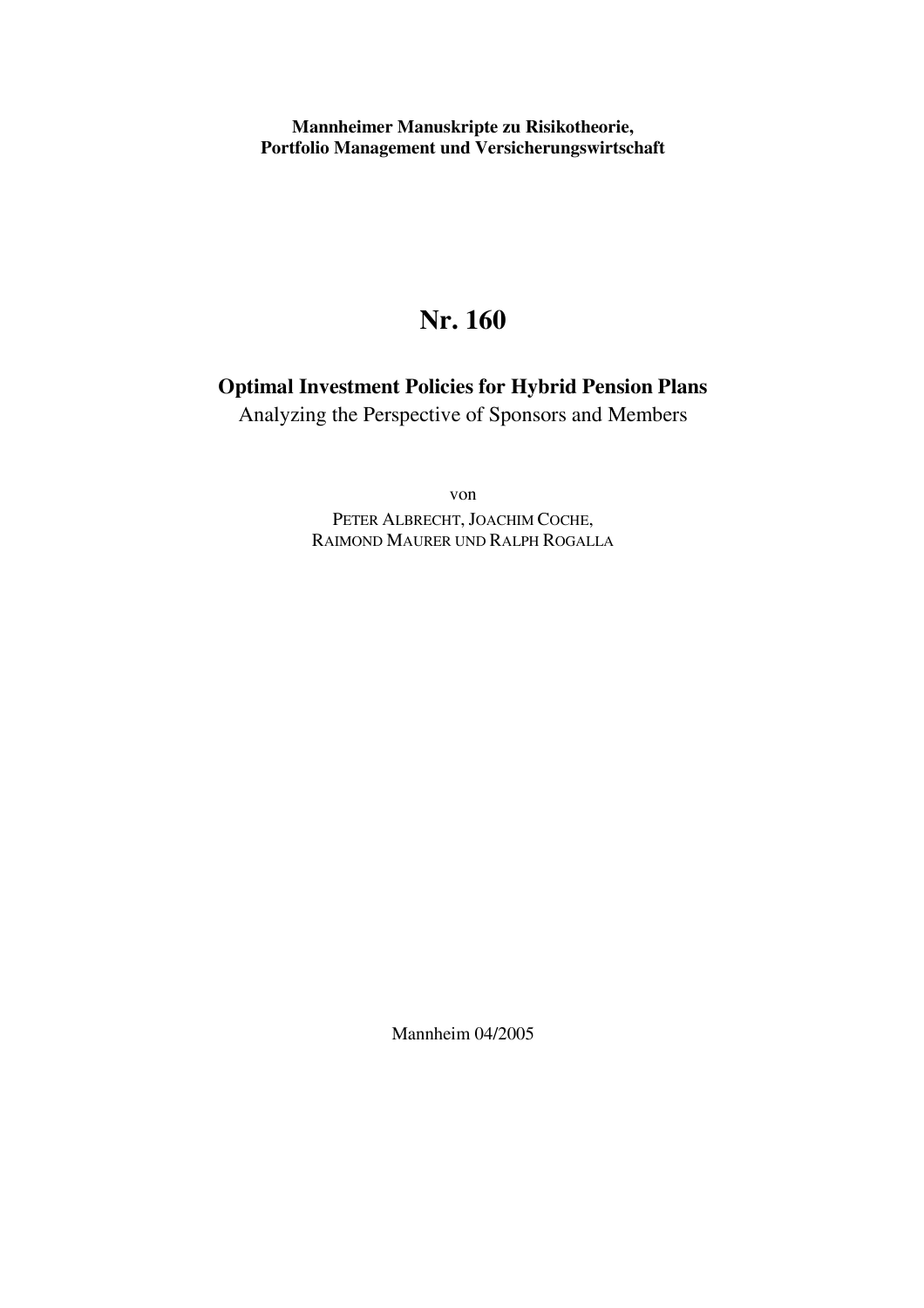**Mannheimer Manuskripte zu Risikotheorie, Portfolio Management und Versicherungswirtschaft**

# Nr. 160

## Optimal Investment Policies for Hybrid Pension Plans

Analyzing the Perspective of Sponsors and Members

von

PETER ALBRECHT, JOACHIM COCHE, RAIMOND MAURER UND RALPH ROGALLA

Mannheim 04/2005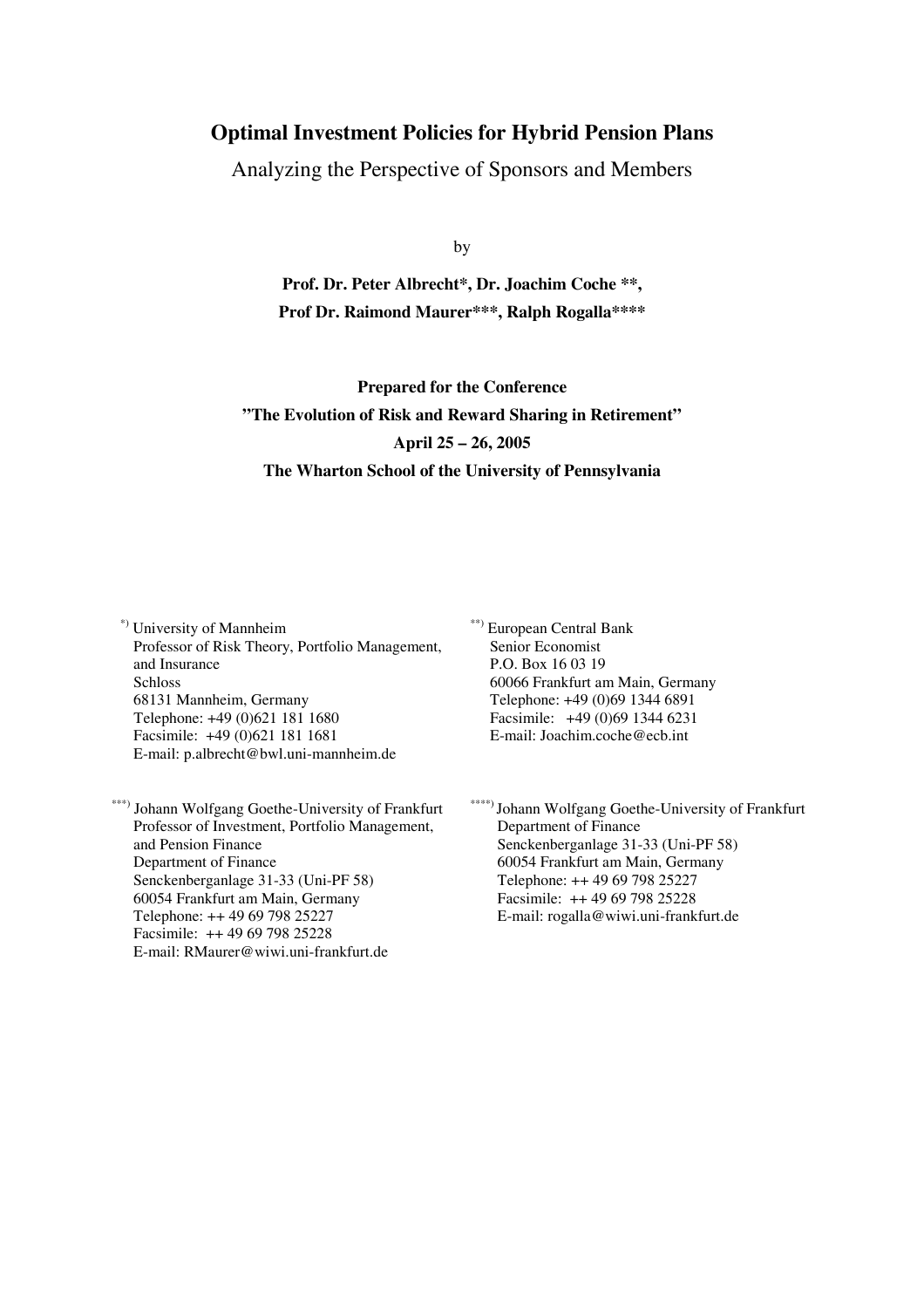# Optimal Investment Policies for Hybrid Pension Plans

Analyzing the Perspective of Sponsors and Members

by

**Prof. Dr. Peter Albrecht\*, Dr. Joachim Coche \*\*,**
**Prof Dr. Raimond Maurer\*\*\*, Ralph Rogalla\*\*\*\***

**Prepared for the Conference**
**"The Evolution of Risk and Reward Sharing in Retirement"**
**April 25 – 26, 2005**
**The Wharton School of the University of Pennsylvania**

\*) University of Mannheim
Professor of Risk Theory, Portfolio Management, and Insurance
Schloss
68131 Mannheim, Germany
Telephone: +49 (0)621 181 1680
Facsimile: +49 (0)621 181 1681
E-mail: p.albrecht@bwl.uni-mannheim.de

\*\*) European Central Bank
Senior Economist
P.O. Box 16 03 19
60066 Frankfurt am Main, Germany
Telephone: +49 (0)69 1344 6891
Facsimile: +49 (0)69 1344 6231
E-mail: Joachim.coche@ecb.int

\*\*\*) Johann Wolfgang Goethe-University of Frankfurt
Professor of Investment, Portfolio Management, and Pension Finance
Department of Finance
Senckenberganlage 31-33 (Uni-PF 58)
60054 Frankfurt am Main, Germany
Telephone: ++ 49 69 798 25227
Facsimile: ++ 49 69 798 25228
E-mail: RMaurer@wiwi.uni-frankfurt.de

\*\*\*\*) Johann Wolfgang Goethe-University of Frankfurt
Department of Finance
Senckenberganlage 31-33 (Uni-PF 58)
60054 Frankfurt am Main, Germany
Telephone: ++ 49 69 798 25227
Facsimile: ++ 49 69 798 25228
E-mail: rogalla@wiwi.uni-frankfurt.de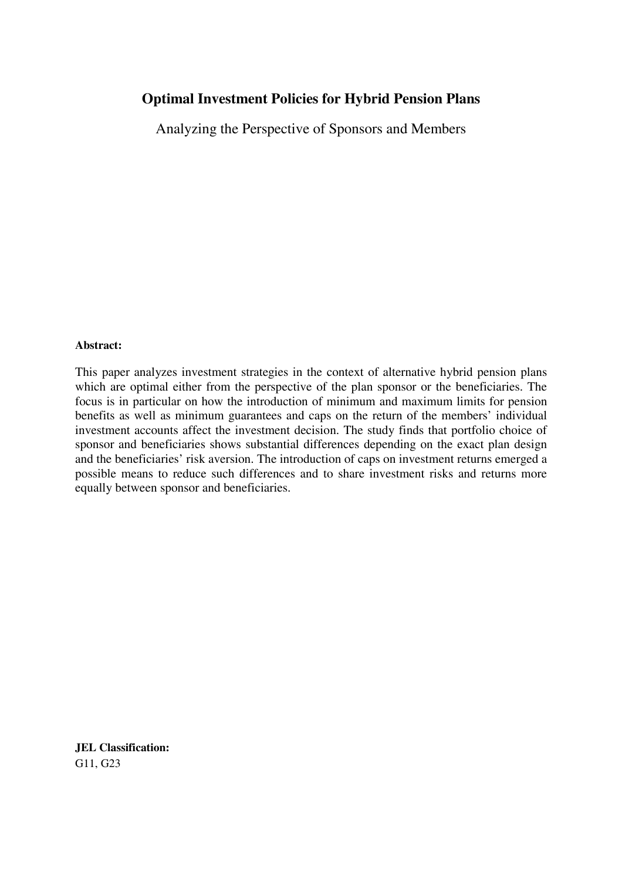# Optimal Investment Policies for Hybrid Pension Plans

Analyzing the Perspective of Sponsors and Members

**Abstract:**

This paper analyzes investment strategies in the context of alternative hybrid pension plans which are optimal either from the perspective of the plan sponsor or the beneficiaries. The focus is in particular on how the introduction of minimum and maximum limits for pension benefits as well as minimum guarantees and caps on the return of the members' individual investment accounts affect the investment decision. The study finds that portfolio choice of sponsor and beneficiaries shows substantial differences depending on the exact plan design and the beneficiaries' risk aversion. The introduction of caps on investment returns emerged a possible means to reduce such differences and to share investment risks and returns more equally between sponsor and beneficiaries.

**JEL Classification:**
G11, G23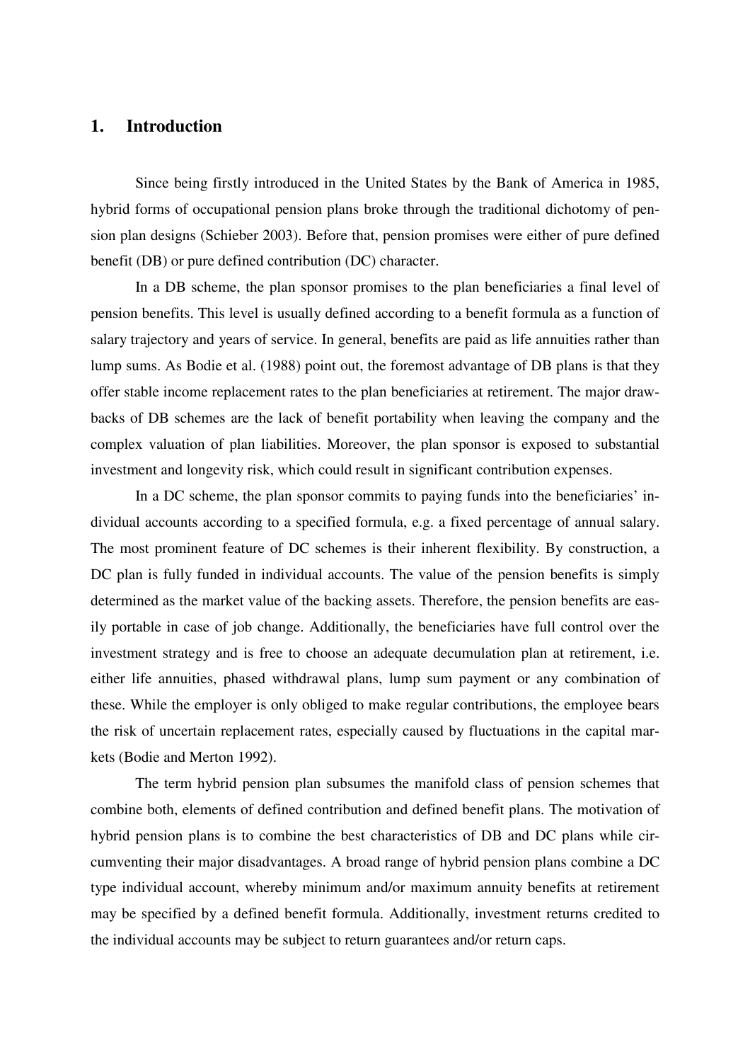## 1. Introduction

Since being firstly introduced in the United States by the Bank of America in 1985, hybrid forms of occupational pension plans broke through the traditional dichotomy of pension plan designs (Schieber 2003). Before that, pension promises were either of pure defined benefit (DB) or pure defined contribution (DC) character.

In a DB scheme, the plan sponsor promises to the plan beneficiaries a final level of pension benefits. This level is usually defined according to a benefit formula as a function of salary trajectory and years of service. In general, benefits are paid as life annuities rather than lump sums. As Bodie et al. (1988) point out, the foremost advantage of DB plans is that they offer stable income replacement rates to the plan beneficiaries at retirement. The major drawbacks of DB schemes are the lack of benefit portability when leaving the company and the complex valuation of plan liabilities. Moreover, the plan sponsor is exposed to substantial investment and longevity risk, which could result in significant contribution expenses.

In a DC scheme, the plan sponsor commits to paying funds into the beneficiaries' individual accounts according to a specified formula, e.g. a fixed percentage of annual salary. The most prominent feature of DC schemes is their inherent flexibility. By construction, a DC plan is fully funded in individual accounts. The value of the pension benefits is simply determined as the market value of the backing assets. Therefore, the pension benefits are easily portable in case of job change. Additionally, the beneficiaries have full control over the investment strategy and is free to choose an adequate decumulation plan at retirement, i.e. either life annuities, phased withdrawal plans, lump sum payment or any combination of these. While the employer is only obliged to make regular contributions, the employee bears the risk of uncertain replacement rates, especially caused by fluctuations in the capital markets (Bodie and Merton 1992).

The term hybrid pension plan subsumes the manifold class of pension schemes that combine both, elements of defined contribution and defined benefit plans. The motivation of hybrid pension plans is to combine the best characteristics of DB and DC plans while circumventing their major disadvantages. A broad range of hybrid pension plans combine a DC type individual account, whereby minimum and/or maximum annuity benefits at retirement may be specified by a defined benefit formula. Additionally, investment returns credited to the individual accounts may be subject to return guarantees and/or return caps.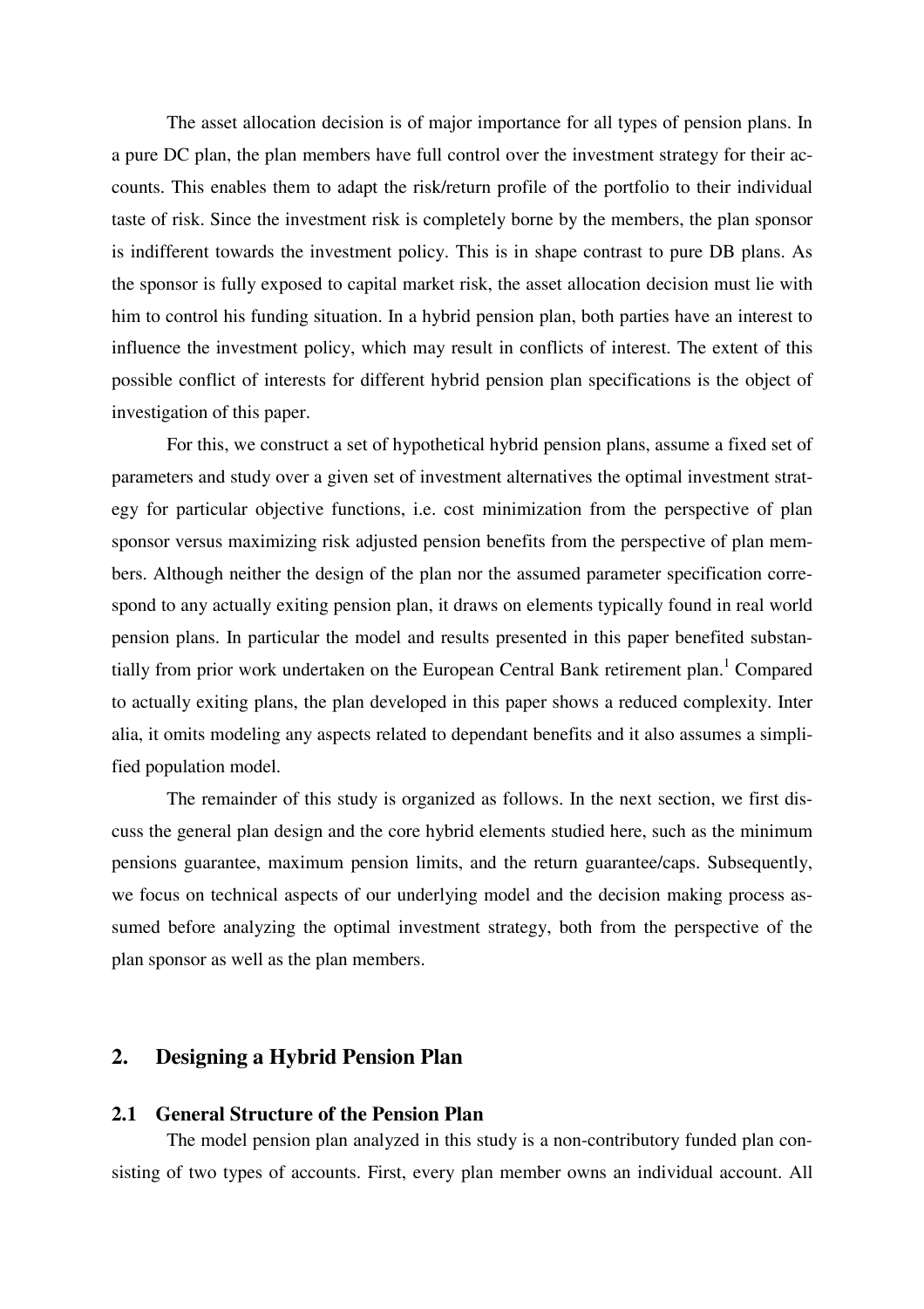The asset allocation decision is of major importance for all types of pension plans. In a pure DC plan, the plan members have full control over the investment strategy for their accounts. This enables them to adapt the risk/return profile of the portfolio to their individual taste of risk. Since the investment risk is completely borne by the members, the plan sponsor is indifferent towards the investment policy. This is in shape contrast to pure DB plans. As the sponsor is fully exposed to capital market risk, the asset allocation decision must lie with him to control his funding situation. In a hybrid pension plan, both parties have an interest to influence the investment policy, which may result in conflicts of interest. The extent of this possible conflict of interests for different hybrid pension plan specifications is the object of investigation of this paper.

For this, we construct a set of hypothetical hybrid pension plans, assume a fixed set of parameters and study over a given set of investment alternatives the optimal investment strategy for particular objective functions, i.e. cost minimization from the perspective of plan sponsor versus maximizing risk adjusted pension benefits from the perspective of plan members. Although neither the design of the plan nor the assumed parameter specification correspond to any actually exiting pension plan, it draws on elements typically found in real world pension plans. In particular the model and results presented in this paper benefited substantially from prior work undertaken on the European Central Bank retirement plan.[1] Compared to actually exiting plans, the plan developed in this paper shows a reduced complexity. Inter alia, it omits modeling any aspects related to dependant benefits and it also assumes a simplified population model.

The remainder of this study is organized as follows. In the next section, we first discuss the general plan design and the core hybrid elements studied here, such as the minimum pensions guarantee, maximum pension limits, and the return guarantee/caps. Subsequently, we focus on technical aspects of our underlying model and the decision making process assumed before analyzing the optimal investment strategy, both from the perspective of the plan sponsor as well as the plan members.

## 2. Designing a Hybrid Pension Plan

### 2.1 General Structure of the Pension Plan

The model pension plan analyzed in this study is a non-contributory funded plan consisting of two types of accounts. First, every plan member owns an individual account. All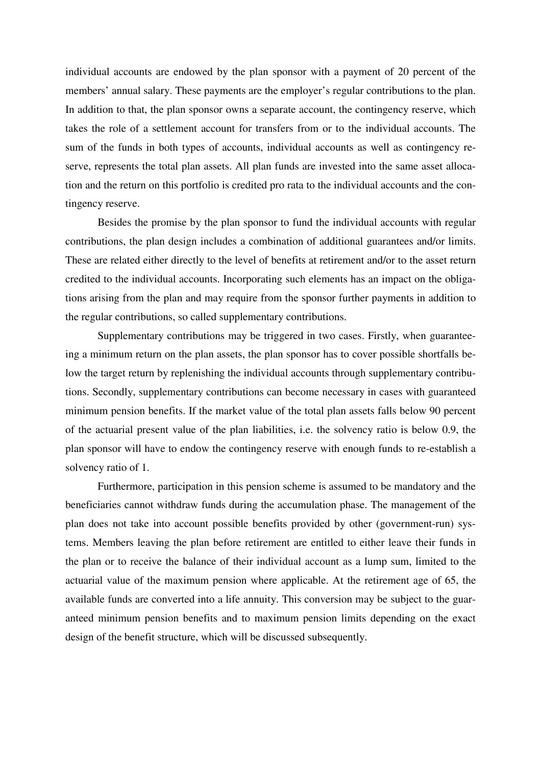individual accounts are endowed by the plan sponsor with a payment of 20 percent of the members' annual salary. These payments are the employer's regular contributions to the plan. In addition to that, the plan sponsor owns a separate account, the contingency reserve, which takes the role of a settlement account for transfers from or to the individual accounts. The sum of the funds in both types of accounts, individual accounts as well as contingency reserve, represents the total plan assets. All plan funds are invested into the same asset allocation and the return on this portfolio is credited pro rata to the individual accounts and the contingency reserve.

Besides the promise by the plan sponsor to fund the individual accounts with regular contributions, the plan design includes a combination of additional guarantees and/or limits. These are related either directly to the level of benefits at retirement and/or to the asset return credited to the individual accounts. Incorporating such elements has an impact on the obligations arising from the plan and may require from the sponsor further payments in addition to the regular contributions, so called supplementary contributions.

Supplementary contributions may be triggered in two cases. Firstly, when guaranteeing a minimum return on the plan assets, the plan sponsor has to cover possible shortfalls below the target return by replenishing the individual accounts through supplementary contributions. Secondly, supplementary contributions can become necessary in cases with guaranteed minimum pension benefits. If the market value of the total plan assets falls below 90 percent of the actuarial present value of the plan liabilities, i.e. the solvency ratio is below 0.9, the plan sponsor will have to endow the contingency reserve with enough funds to re-establish a solvency ratio of 1.

Furthermore, participation in this pension scheme is assumed to be mandatory and the beneficiaries cannot withdraw funds during the accumulation phase. The management of the plan does not take into account possible benefits provided by other (government-run) systems. Members leaving the plan before retirement are entitled to either leave their funds in the plan or to receive the balance of their individual account as a lump sum, limited to the actuarial value of the maximum pension where applicable. At the retirement age of 65, the available funds are converted into a life annuity. This conversion may be subject to the guaranteed minimum pension benefits and to maximum pension limits depending on the exact design of the benefit structure, which will be discussed subsequently.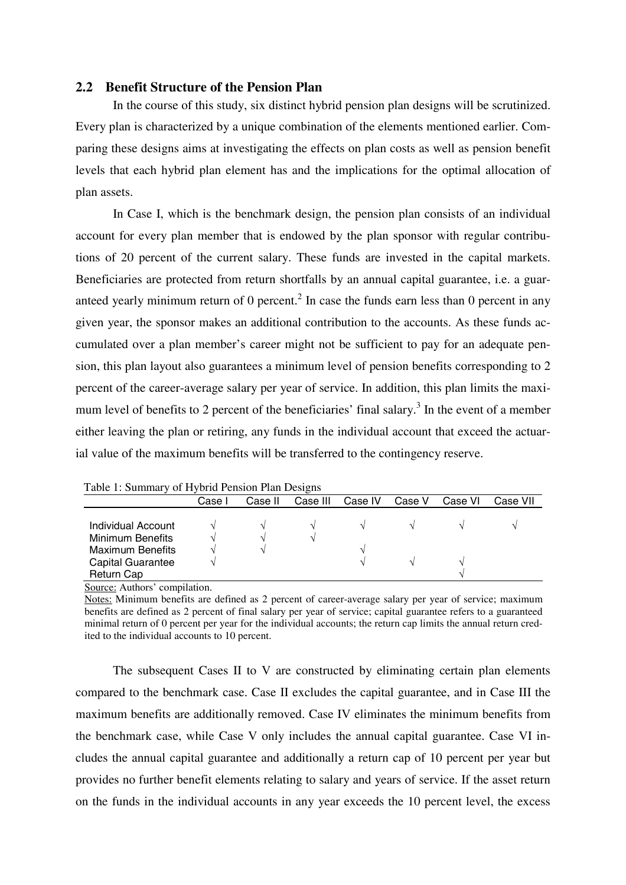## 2.2 Benefit Structure of the Pension Plan

In the course of this study, six distinct hybrid pension plan designs will be scrutinized. Every plan is characterized by a unique combination of the elements mentioned earlier. Comparing these designs aims at investigating the effects on plan costs as well as pension benefit levels that each hybrid plan element has and the implications for the optimal allocation of plan assets.

In Case I, which is the benchmark design, the pension plan consists of an individual account for every plan member that is endowed by the plan sponsor with regular contributions of 20 percent of the current salary. These funds are invested in the capital markets. Beneficiaries are protected from return shortfalls by an annual capital guarantee, i.e. a guaranteed yearly minimum return of 0 percent.[2] In case the funds earn less than 0 percent in any given year, the sponsor makes an additional contribution to the accounts. As these funds accumulated over a plan member's career might not be sufficient to pay for an adequate pension, this plan layout also guarantees a minimum level of pension benefits corresponding to 2 percent of the career-average salary per year of service. In addition, this plan limits the maximum level of benefits to 2 percent of the beneficiaries' final salary.[3] In the event of a member either leaving the plan or retiring, any funds in the individual account that exceed the actuarial value of the maximum benefits will be transferred to the contingency reserve.

Table 1: Summary of Hybrid Pension Plan Designs

| | Case I | Case II | Case III | Case IV | Case V | Case VI | Case VII |
|---|---|---|---|---|---|---|---|
| Individual Account | √ | √ | √ | √ | √ | √ | √ |
| Minimum Benefits | √ | √ | √ | | | | |
| Maximum Benefits | √ | √ | | √ | | | |
| Capital Guarantee | √ | | | √ | √ | √ | |
| Return Cap | | | | | | √ | |

Source: Authors' compilation.

Notes: Minimum benefits are defined as 2 percent of career-average salary per year of service; maximum benefits are defined as 2 percent of final salary per year of service; capital guarantee refers to a guaranteed minimal return of 0 percent per year for the individual accounts; the return cap limits the annual return credited to the individual accounts to 10 percent.

The subsequent Cases II to V are constructed by eliminating certain plan elements compared to the benchmark case. Case II excludes the capital guarantee, and in Case III the maximum benefits are additionally removed. Case IV eliminates the minimum benefits from the benchmark case, while Case V only includes the annual capital guarantee. Case VI includes the annual capital guarantee and additionally a return cap of 10 percent per year but provides no further benefit elements relating to salary and years of service. If the asset return on the funds in the individual accounts in any year exceeds the 10 percent level, the excess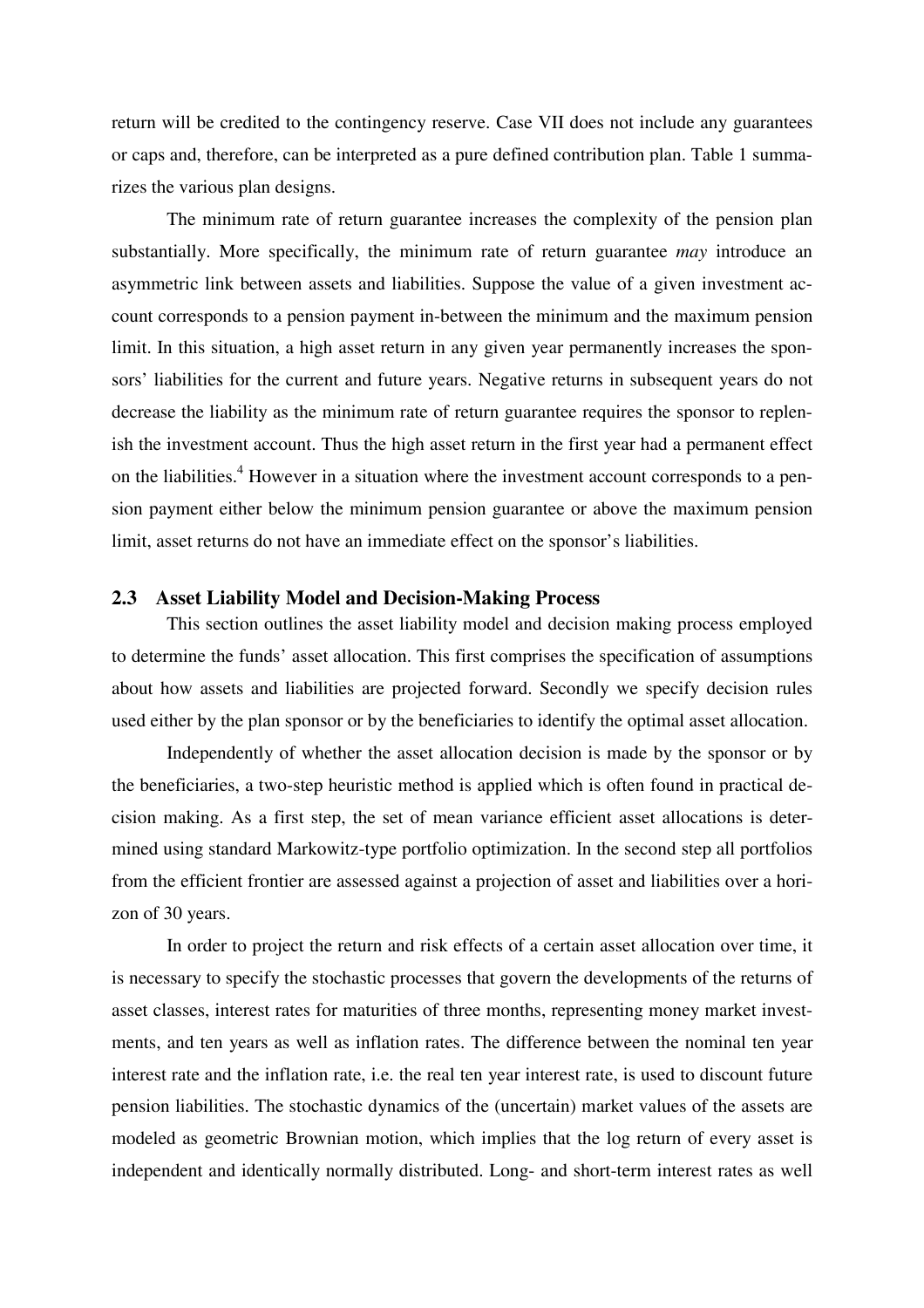return will be credited to the contingency reserve. Case VII does not include any guarantees or caps and, therefore, can be interpreted as a pure defined contribution plan. Table 1 summarizes the various plan designs.

The minimum rate of return guarantee increases the complexity of the pension plan substantially. More specifically, the minimum rate of return guarantee *may* introduce an asymmetric link between assets and liabilities. Suppose the value of a given investment account corresponds to a pension payment in-between the minimum and the maximum pension limit. In this situation, a high asset return in any given year permanently increases the sponsors' liabilities for the current and future years. Negative returns in subsequent years do not decrease the liability as the minimum rate of return guarantee requires the sponsor to replenish the investment account. Thus the high asset return in the first year had a permanent effect on the liabilities.[4] However in a situation where the investment account corresponds to a pension payment either below the minimum pension guarantee or above the maximum pension limit, asset returns do not have an immediate effect on the sponsor's liabilities.

### 2.3 Asset Liability Model and Decision-Making Process

This section outlines the asset liability model and decision making process employed to determine the funds' asset allocation. This first comprises the specification of assumptions about how assets and liabilities are projected forward. Secondly we specify decision rules used either by the plan sponsor or by the beneficiaries to identify the optimal asset allocation.

Independently of whether the asset allocation decision is made by the sponsor or by the beneficiaries, a two-step heuristic method is applied which is often found in practical decision making. As a first step, the set of mean variance efficient asset allocations is determined using standard Markowitz-type portfolio optimization. In the second step all portfolios from the efficient frontier are assessed against a projection of asset and liabilities over a horizon of 30 years.

In order to project the return and risk effects of a certain asset allocation over time, it is necessary to specify the stochastic processes that govern the developments of the returns of asset classes, interest rates for maturities of three months, representing money market investments, and ten years as well as inflation rates. The difference between the nominal ten year interest rate and the inflation rate, i.e. the real ten year interest rate, is used to discount future pension liabilities. The stochastic dynamics of the (uncertain) market values of the assets are modeled as geometric Brownian motion, which implies that the log return of every asset is independent and identically normally distributed. Long- and short-term interest rates as well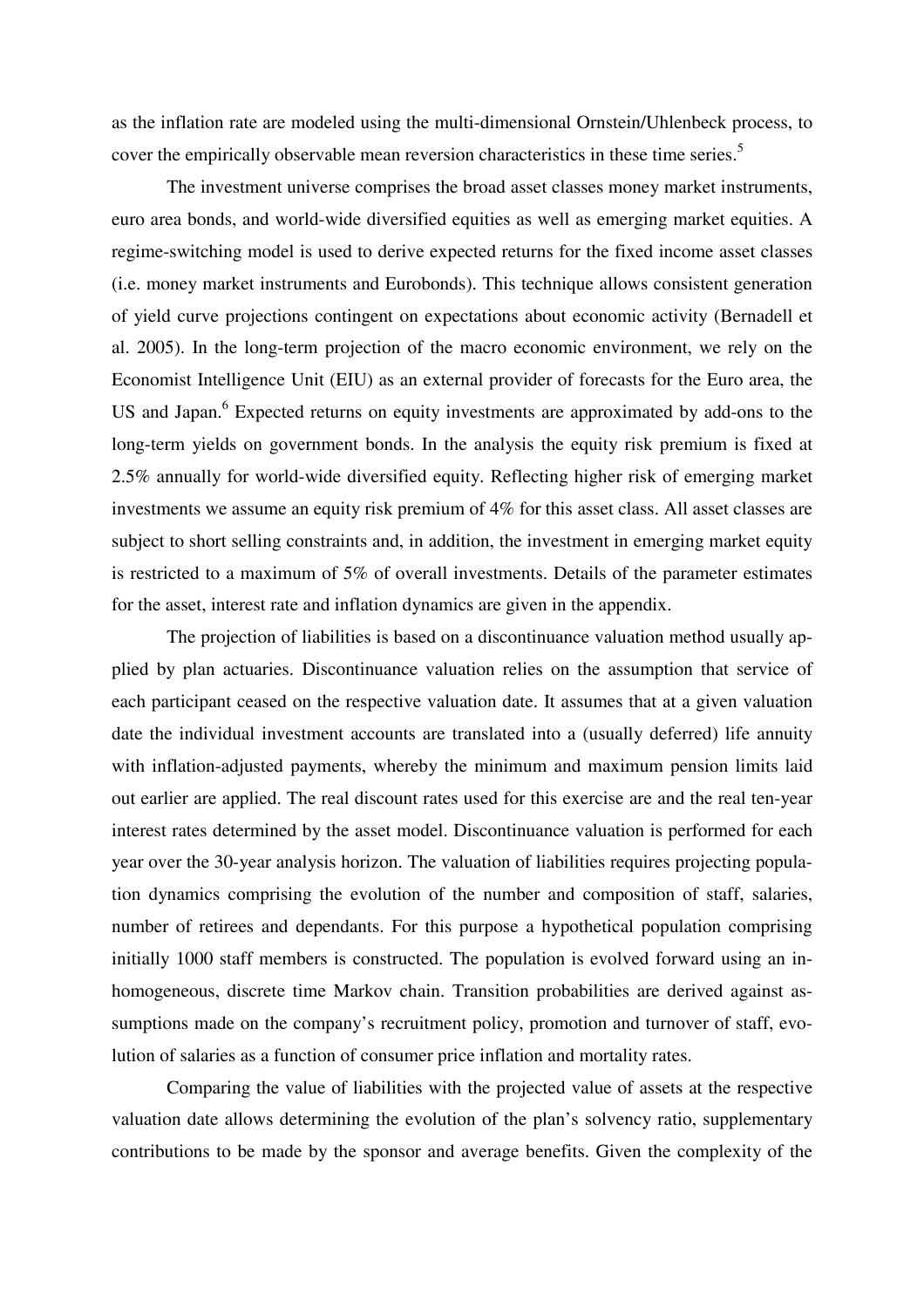as the inflation rate are modeled using the multi-dimensional Ornstein/Uhlenbeck process, to cover the empirically observable mean reversion characteristics in these time series.[5]

The investment universe comprises the broad asset classes money market instruments, euro area bonds, and world-wide diversified equities as well as emerging market equities. A regime-switching model is used to derive expected returns for the fixed income asset classes (i.e. money market instruments and Eurobonds). This technique allows consistent generation of yield curve projections contingent on expectations about economic activity (Bernadell et al. 2005). In the long-term projection of the macro economic environment, we rely on the Economist Intelligence Unit (EIU) as an external provider of forecasts for the Euro area, the US and Japan.[6] Expected returns on equity investments are approximated by add-ons to the long-term yields on government bonds. In the analysis the equity risk premium is fixed at 2.5% annually for world-wide diversified equity. Reflecting higher risk of emerging market investments we assume an equity risk premium of 4% for this asset class. All asset classes are subject to short selling constraints and, in addition, the investment in emerging market equity is restricted to a maximum of 5% of overall investments. Details of the parameter estimates for the asset, interest rate and inflation dynamics are given in the appendix.

The projection of liabilities is based on a discontinuance valuation method usually applied by plan actuaries. Discontinuance valuation relies on the assumption that service of each participant ceased on the respective valuation date. It assumes that at a given valuation date the individual investment accounts are translated into a (usually deferred) life annuity with inflation-adjusted payments, whereby the minimum and maximum pension limits laid out earlier are applied. The real discount rates used for this exercise are and the real ten-year interest rates determined by the asset model. Discontinuance valuation is performed for each year over the 30-year analysis horizon. The valuation of liabilities requires projecting population dynamics comprising the evolution of the number and composition of staff, salaries, number of retirees and dependants. For this purpose a hypothetical population comprising initially 1000 staff members is constructed. The population is evolved forward using an inhomogeneous, discrete time Markov chain. Transition probabilities are derived against assumptions made on the company's recruitment policy, promotion and turnover of staff, evolution of salaries as a function of consumer price inflation and mortality rates.

Comparing the value of liabilities with the projected value of assets at the respective valuation date allows determining the evolution of the plan's solvency ratio, supplementary contributions to be made by the sponsor and average benefits. Given the complexity of the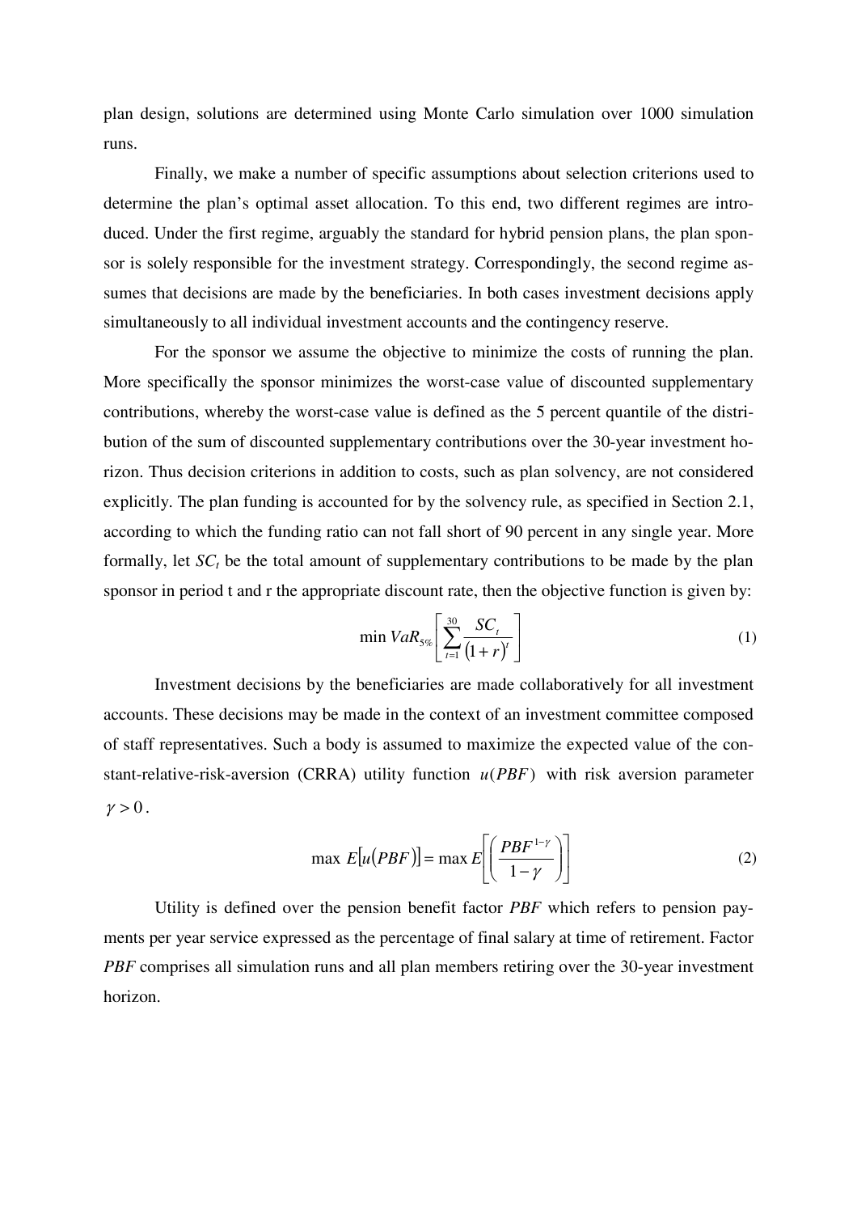plan design, solutions are determined using Monte Carlo simulation over 1000 simulation runs.

Finally, we make a number of specific assumptions about selection criterions used to determine the plan's optimal asset allocation. To this end, two different regimes are introduced. Under the first regime, arguably the standard for hybrid pension plans, the plan sponsor is solely responsible for the investment strategy. Correspondingly, the second regime assumes that decisions are made by the beneficiaries. In both cases investment decisions apply simultaneously to all individual investment accounts and the contingency reserve.

For the sponsor we assume the objective to minimize the costs of running the plan. More specifically the sponsor minimizes the worst-case value of discounted supplementary contributions, whereby the worst-case value is defined as the 5 percent quantile of the distribution of the sum of discounted supplementary contributions over the 30-year investment horizon. Thus decision criterions in addition to costs, such as plan solvency, are not considered explicitly. The plan funding is accounted for by the solvency rule, as specified in Section 2.1, according to which the funding ratio can not fall short of 90 percent in any single year. More formally, let $SC_t$ be the total amount of supplementary contributions to be made by the plan sponsor in period t and r the appropriate discount rate, then the objective function is given by:

$$\min VaR_{5\%}\left[\sum_{t=1}^{30}\frac{SC_t}{(1+r)^t}\right] \tag{1}$$

Investment decisions by the beneficiaries are made collaboratively for all investment accounts. These decisions may be made in the context of an investment committee composed of staff representatives. Such a body is assumed to maximize the expected value of the constant-relative-risk-aversion (CRRA) utility function $u(PBF)$ with risk aversion parameter $\gamma > 0$.

$$\max \; E\left[u(PBF)\right] = \max E\left[\left(\frac{PBF^{1-\gamma}}{1-\gamma}\right)\right] \tag{2}$$

Utility is defined over the pension benefit factor *PBF* which refers to pension payments per year service expressed as the percentage of final salary at time of retirement. Factor *PBF* comprises all simulation runs and all plan members retiring over the 30-year investment horizon.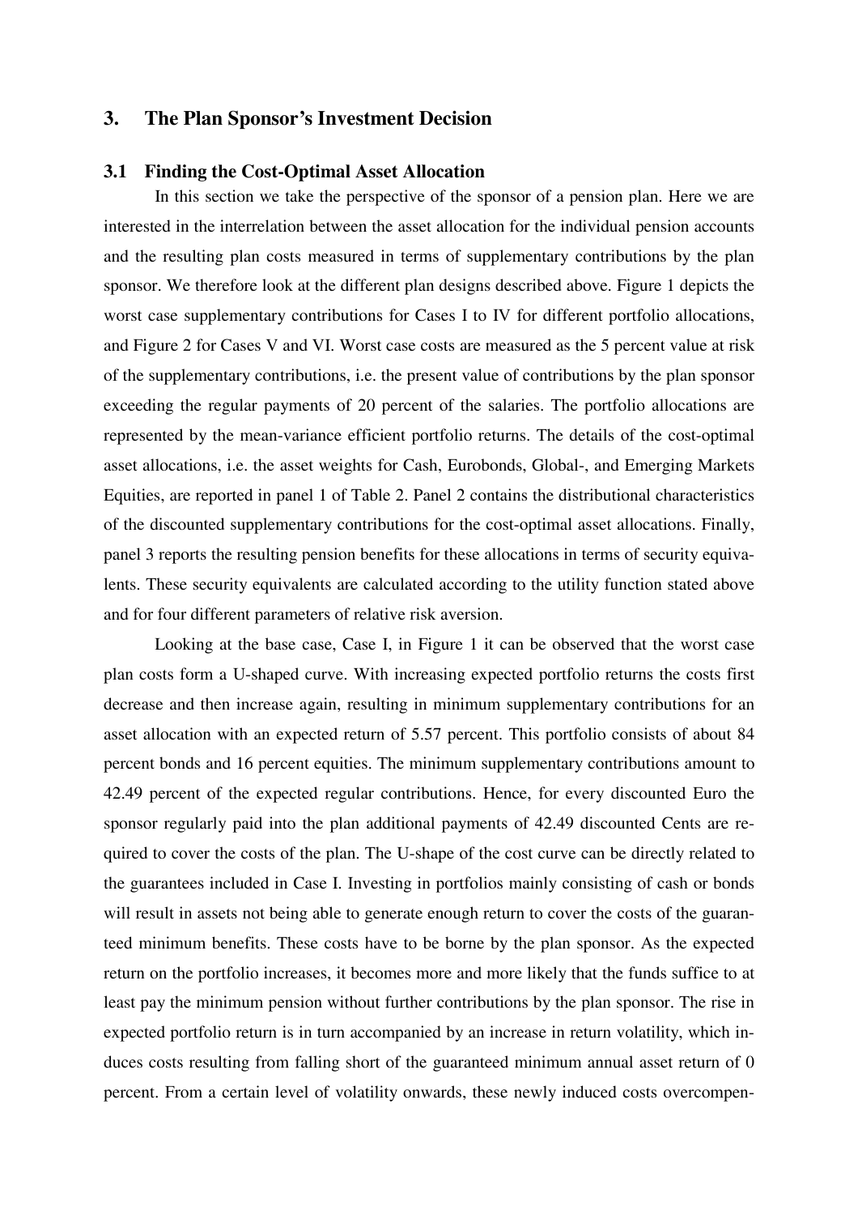## 3. The Plan Sponsor's Investment Decision

### 3.1 Finding the Cost-Optimal Asset Allocation

In this section we take the perspective of the sponsor of a pension plan. Here we are interested in the interrelation between the asset allocation for the individual pension accounts and the resulting plan costs measured in terms of supplementary contributions by the plan sponsor. We therefore look at the different plan designs described above. Figure 1 depicts the worst case supplementary contributions for Cases I to IV for different portfolio allocations, and Figure 2 for Cases V and VI. Worst case costs are measured as the 5 percent value at risk of the supplementary contributions, i.e. the present value of contributions by the plan sponsor exceeding the regular payments of 20 percent of the salaries. The portfolio allocations are represented by the mean-variance efficient portfolio returns. The details of the cost-optimal asset allocations, i.e. the asset weights for Cash, Eurobonds, Global-, and Emerging Markets Equities, are reported in panel 1 of Table 2. Panel 2 contains the distributional characteristics of the discounted supplementary contributions for the cost-optimal asset allocations. Finally, panel 3 reports the resulting pension benefits for these allocations in terms of security equivalents. These security equivalents are calculated according to the utility function stated above and for four different parameters of relative risk aversion.

Looking at the base case, Case I, in Figure 1 it can be observed that the worst case plan costs form a U-shaped curve. With increasing expected portfolio returns the costs first decrease and then increase again, resulting in minimum supplementary contributions for an asset allocation with an expected return of 5.57 percent. This portfolio consists of about 84 percent bonds and 16 percent equities. The minimum supplementary contributions amount to 42.49 percent of the expected regular contributions. Hence, for every discounted Euro the sponsor regularly paid into the plan additional payments of 42.49 discounted Cents are required to cover the costs of the plan. The U-shape of the cost curve can be directly related to the guarantees included in Case I. Investing in portfolios mainly consisting of cash or bonds will result in assets not being able to generate enough return to cover the costs of the guaranteed minimum benefits. These costs have to be borne by the plan sponsor. As the expected return on the portfolio increases, it becomes more and more likely that the funds suffice to at least pay the minimum pension without further contributions by the plan sponsor. The rise in expected portfolio return is in turn accompanied by an increase in return volatility, which induces costs resulting from falling short of the guaranteed minimum annual asset return of 0 percent. From a certain level of volatility onwards, these newly induced costs overcompen-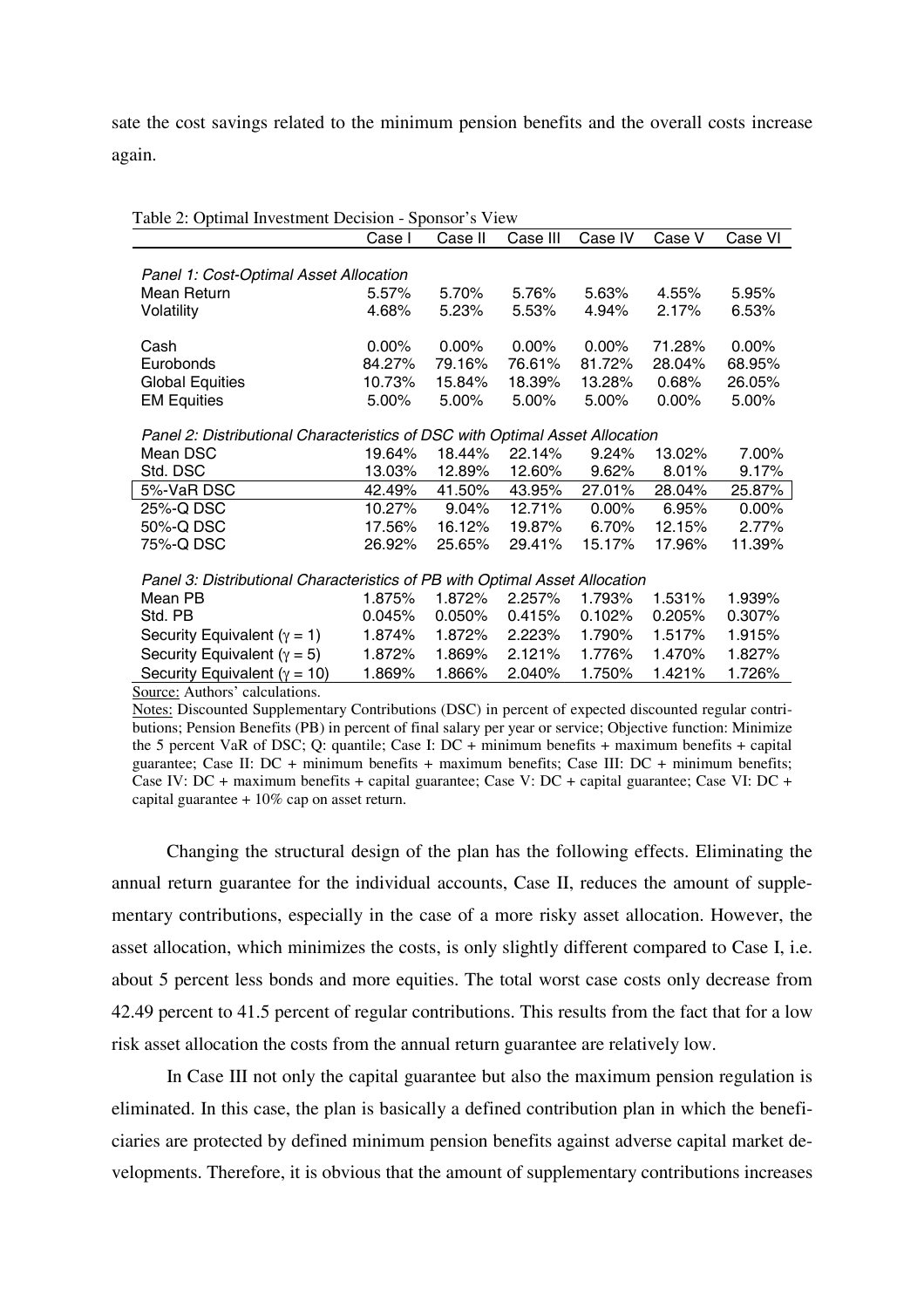sate the cost savings related to the minimum pension benefits and the overall costs increase again.

Table 2: Optimal Investment Decision - Sponsor's View

| | Case I | Case II | Case III | Case IV | Case V | Case VI |
|---|---|---|---|---|---|---|
| *Panel 1: Cost-Optimal Asset Allocation* | | | | | | |
| Mean Return | 5.57% | 5.70% | 5.76% | 5.63% | 4.55% | 5.95% |
| Volatility | 4.68% | 5.23% | 5.53% | 4.94% | 2.17% | 6.53% |
| Cash | 0.00% | 0.00% | 0.00% | 0.00% | 71.28% | 0.00% |
| Eurobonds | 84.27% | 79.16% | 76.61% | 81.72% | 28.04% | 68.95% |
| Global Equities | 10.73% | 15.84% | 18.39% | 13.28% | 0.68% | 26.05% |
| EM Equities | 5.00% | 5.00% | 5.00% | 5.00% | 0.00% | 5.00% |
| *Panel 2: Distributional Characteristics of DSC with Optimal Asset Allocation* | | | | | | |
| Mean DSC | 19.64% | 18.44% | 22.14% | 9.24% | 13.02% | 7.00% |
| Std. DSC | 13.03% | 12.89% | 12.60% | 9.62% | 8.01% | 9.17% |
| 5%-VaR DSC | 42.49% | 41.50% | 43.95% | 27.01% | 28.04% | 25.87% |
| 25%-Q DSC | 10.27% | 9.04% | 12.71% | 0.00% | 6.95% | 0.00% |
| 50%-Q DSC | 17.56% | 16.12% | 19.87% | 6.70% | 12.15% | 2.77% |
| 75%-Q DSC | 26.92% | 25.65% | 29.41% | 15.17% | 17.96% | 11.39% |
| *Panel 3: Distributional Characteristics of PB with Optimal Asset Allocation* | | | | | | |
| Mean PB | 1.875% | 1.872% | 2.257% | 1.793% | 1.531% | 1.939% |
| Std. PB | 0.045% | 0.050% | 0.415% | 0.102% | 0.205% | 0.307% |
| Security Equivalent ($\gamma = 1$) | 1.874% | 1.872% | 2.223% | 1.790% | 1.517% | 1.915% |
| Security Equivalent ($\gamma = 5$) | 1.872% | 1.869% | 2.121% | 1.776% | 1.470% | 1.827% |
| Security Equivalent ($\gamma = 10$) | 1.869% | 1.866% | 2.040% | 1.750% | 1.421% | 1.726% |

Source: Authors' calculations.

Notes: Discounted Supplementary Contributions (DSC) in percent of expected discounted regular contributions; Pension Benefits (PB) in percent of final salary per year or service; Objective function: Minimize the 5 percent VaR of DSC; Q: quantile; Case I: DC + minimum benefits + maximum benefits + capital guarantee; Case II: DC + minimum benefits + maximum benefits; Case III: DC + minimum benefits; Case IV: DC + maximum benefits + capital guarantee; Case V: DC + capital guarantee; Case VI: DC + capital guarantee + 10% cap on asset return.

Changing the structural design of the plan has the following effects. Eliminating the annual return guarantee for the individual accounts, Case II, reduces the amount of supplementary contributions, especially in the case of a more risky asset allocation. However, the asset allocation, which minimizes the costs, is only slightly different compared to Case I, i.e. about 5 percent less bonds and more equities. The total worst case costs only decrease from 42.49 percent to 41.5 percent of regular contributions. This results from the fact that for a low risk asset allocation the costs from the annual return guarantee are relatively low.

In Case III not only the capital guarantee but also the maximum pension regulation is eliminated. In this case, the plan is basically a defined contribution plan in which the beneficiaries are protected by defined minimum pension benefits against adverse capital market developments. Therefore, it is obvious that the amount of supplementary contributions increases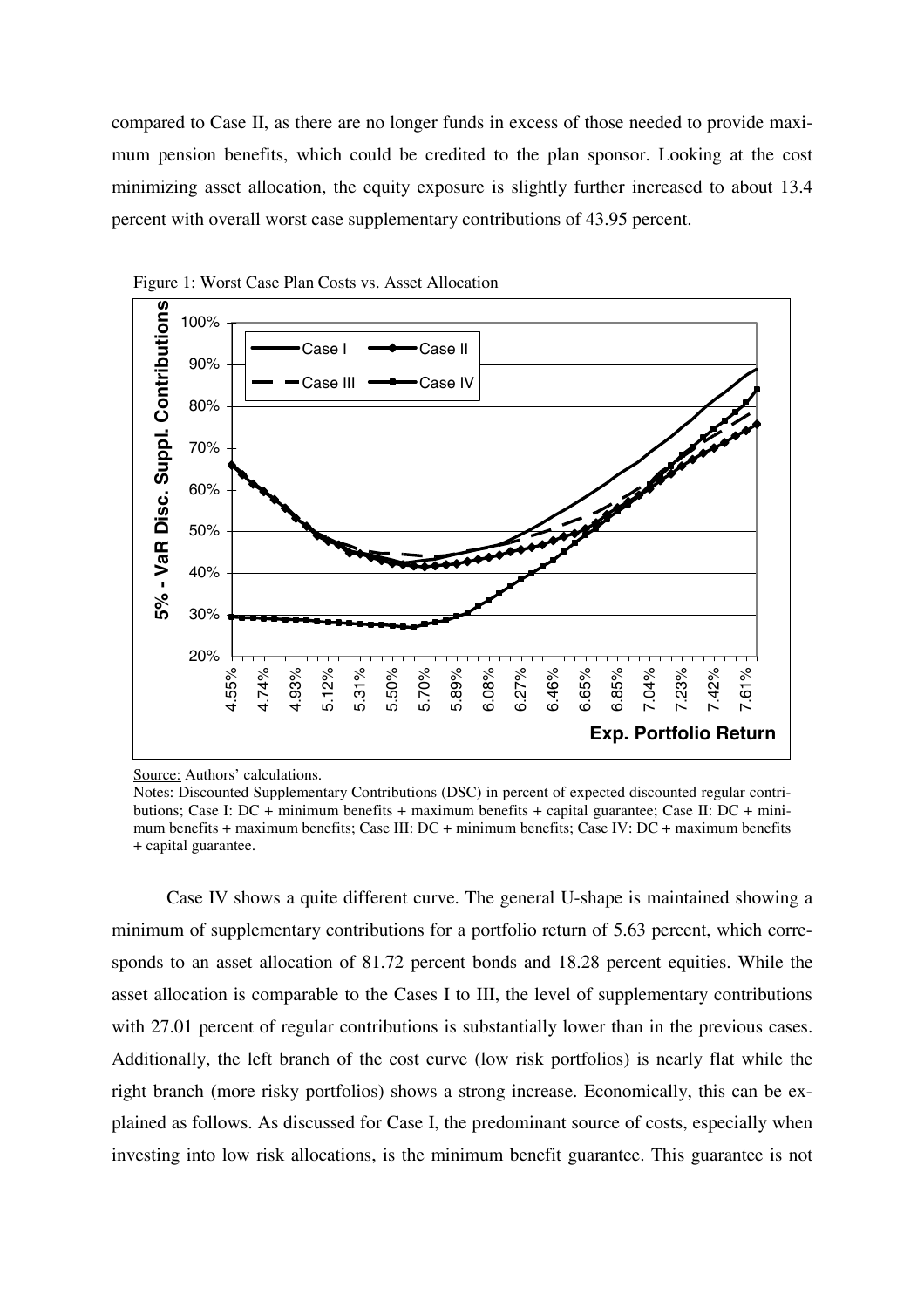compared to Case II, as there are no longer funds in excess of those needed to provide maximum pension benefits, which could be credited to the plan sponsor. Looking at the cost minimizing asset allocation, the equity exposure is slightly further increased to about 13.4 percent with overall worst case supplementary contributions of 43.95 percent.

Figure 1: Worst Case Plan Costs vs. Asset Allocation

Source: Authors' calculations.

Notes: Discounted Supplementary Contributions (DSC) in percent of expected discounted regular contributions; Case I: DC + minimum benefits + maximum benefits + capital guarantee; Case II: DC + minimum benefits + maximum benefits; Case III: DC + minimum benefits; Case IV: DC + maximum benefits + capital guarantee.

Case IV shows a quite different curve. The general U-shape is maintained showing a minimum of supplementary contributions for a portfolio return of 5.63 percent, which corresponds to an asset allocation of 81.72 percent bonds and 18.28 percent equities. While the asset allocation is comparable to the Cases I to III, the level of supplementary contributions with 27.01 percent of regular contributions is substantially lower than in the previous cases. Additionally, the left branch of the cost curve (low risk portfolios) is nearly flat while the right branch (more risky portfolios) shows a strong increase. Economically, this can be explained as follows. As discussed for Case I, the predominant source of costs, especially when investing into low risk allocations, is the minimum benefit guarantee. This guarantee is not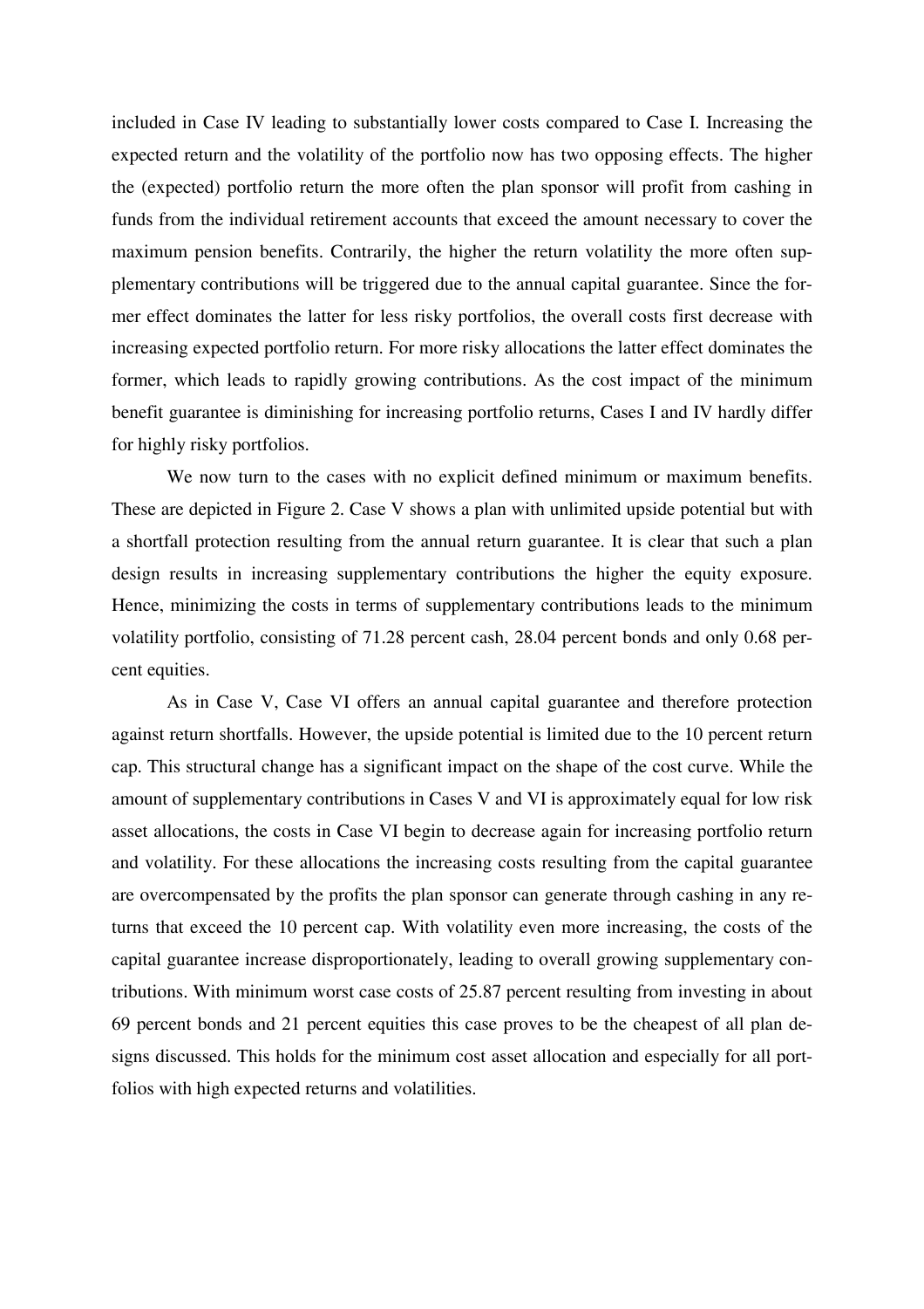included in Case IV leading to substantially lower costs compared to Case I. Increasing the expected return and the volatility of the portfolio now has two opposing effects. The higher the (expected) portfolio return the more often the plan sponsor will profit from cashing in funds from the individual retirement accounts that exceed the amount necessary to cover the maximum pension benefits. Contrarily, the higher the return volatility the more often supplementary contributions will be triggered due to the annual capital guarantee. Since the former effect dominates the latter for less risky portfolios, the overall costs first decrease with increasing expected portfolio return. For more risky allocations the latter effect dominates the former, which leads to rapidly growing contributions. As the cost impact of the minimum benefit guarantee is diminishing for increasing portfolio returns, Cases I and IV hardly differ for highly risky portfolios.

We now turn to the cases with no explicit defined minimum or maximum benefits. These are depicted in Figure 2. Case V shows a plan with unlimited upside potential but with a shortfall protection resulting from the annual return guarantee. It is clear that such a plan design results in increasing supplementary contributions the higher the equity exposure. Hence, minimizing the costs in terms of supplementary contributions leads to the minimum volatility portfolio, consisting of 71.28 percent cash, 28.04 percent bonds and only 0.68 percent equities.

As in Case V, Case VI offers an annual capital guarantee and therefore protection against return shortfalls. However, the upside potential is limited due to the 10 percent return cap. This structural change has a significant impact on the shape of the cost curve. While the amount of supplementary contributions in Cases V and VI is approximately equal for low risk asset allocations, the costs in Case VI begin to decrease again for increasing portfolio return and volatility. For these allocations the increasing costs resulting from the capital guarantee are overcompensated by the profits the plan sponsor can generate through cashing in any returns that exceed the 10 percent cap. With volatility even more increasing, the costs of the capital guarantee increase disproportionately, leading to overall growing supplementary contributions. With minimum worst case costs of 25.87 percent resulting from investing in about 69 percent bonds and 21 percent equities this case proves to be the cheapest of all plan designs discussed. This holds for the minimum cost asset allocation and especially for all portfolios with high expected returns and volatilities.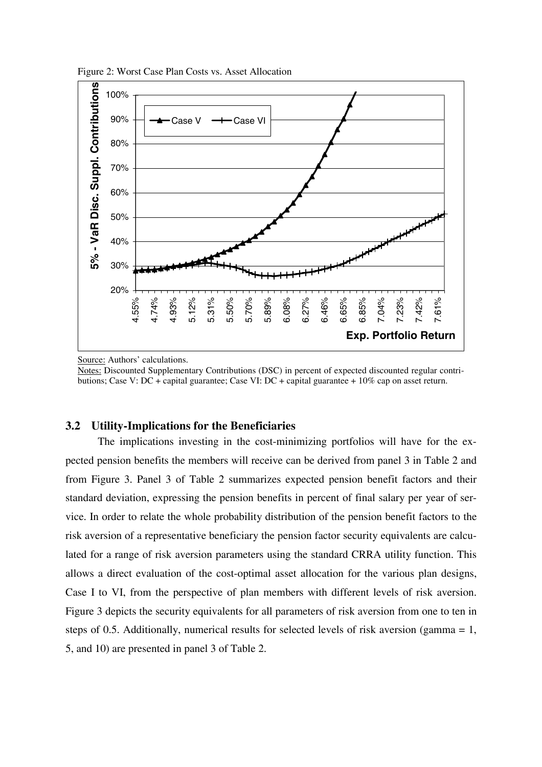Figure 2: Worst Case Plan Costs vs. Asset Allocation

Source: Authors' calculations.

Notes: Discounted Supplementary Contributions (DSC) in percent of expected discounted regular contributions; Case V: DC + capital guarantee; Case VI: DC + capital guarantee + 10% cap on asset return.

### 3.2 Utility-Implications for the Beneficiaries

The implications investing in the cost-minimizing portfolios will have for the expected pension benefits the members will receive can be derived from panel 3 in Table 2 and from Figure 3. Panel 3 of Table 2 summarizes expected pension benefit factors and their standard deviation, expressing the pension benefits in percent of final salary per year of service. In order to relate the whole probability distribution of the pension benefit factors to the risk aversion of a representative beneficiary the pension factor security equivalents are calculated for a range of risk aversion parameters using the standard CRRA utility function. This allows a direct evaluation of the cost-optimal asset allocation for the various plan designs, Case I to VI, from the perspective of plan members with different levels of risk aversion. Figure 3 depicts the security equivalents for all parameters of risk aversion from one to ten in steps of 0.5. Additionally, numerical results for selected levels of risk aversion (gamma = 1, 5, and 10) are presented in panel 3 of Table 2.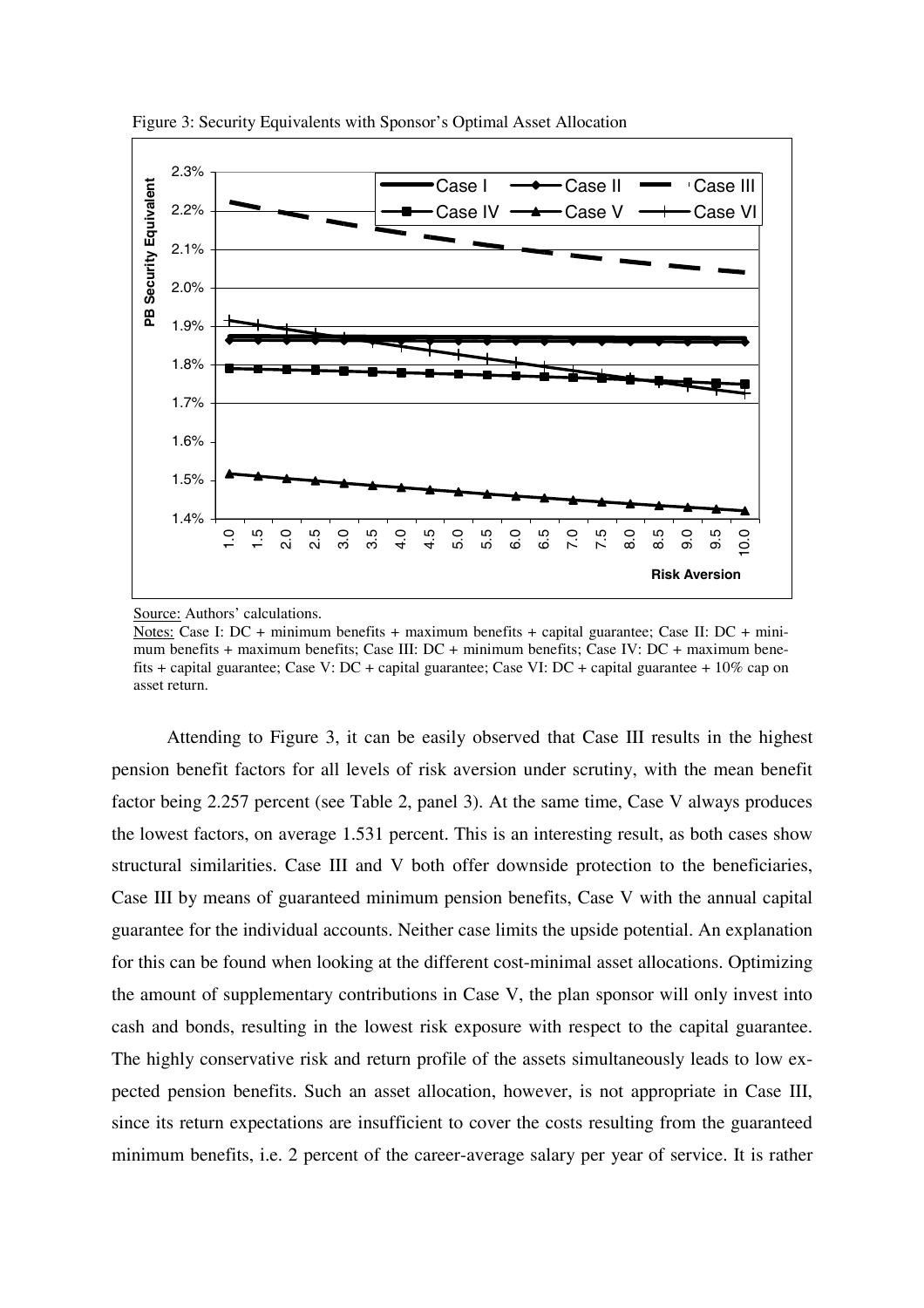Figure 3: Security Equivalents with Sponsor's Optimal Asset Allocation

Source: Authors' calculations.

Notes: Case I: DC + minimum benefits + maximum benefits + capital guarantee; Case II: DC + minimum benefits + maximum benefits; Case III: DC + minimum benefits; Case IV: DC + maximum benefits + capital guarantee; Case V: DC + capital guarantee; Case VI: DC + capital guarantee + 10% cap on asset return.

Attending to Figure 3, it can be easily observed that Case III results in the highest pension benefit factors for all levels of risk aversion under scrutiny, with the mean benefit factor being 2.257 percent (see Table 2, panel 3). At the same time, Case V always produces the lowest factors, on average 1.531 percent. This is an interesting result, as both cases show structural similarities. Case III and V both offer downside protection to the beneficiaries, Case III by means of guaranteed minimum pension benefits, Case V with the annual capital guarantee for the individual accounts. Neither case limits the upside potential. An explanation for this can be found when looking at the different cost-minimal asset allocations. Optimizing the amount of supplementary contributions in Case V, the plan sponsor will only invest into cash and bonds, resulting in the lowest risk exposure with respect to the capital guarantee. The highly conservative risk and return profile of the assets simultaneously leads to low expected pension benefits. Such an asset allocation, however, is not appropriate in Case III, since its return expectations are insufficient to cover the costs resulting from the guaranteed minimum benefits, i.e. 2 percent of the career-average salary per year of service. It is rather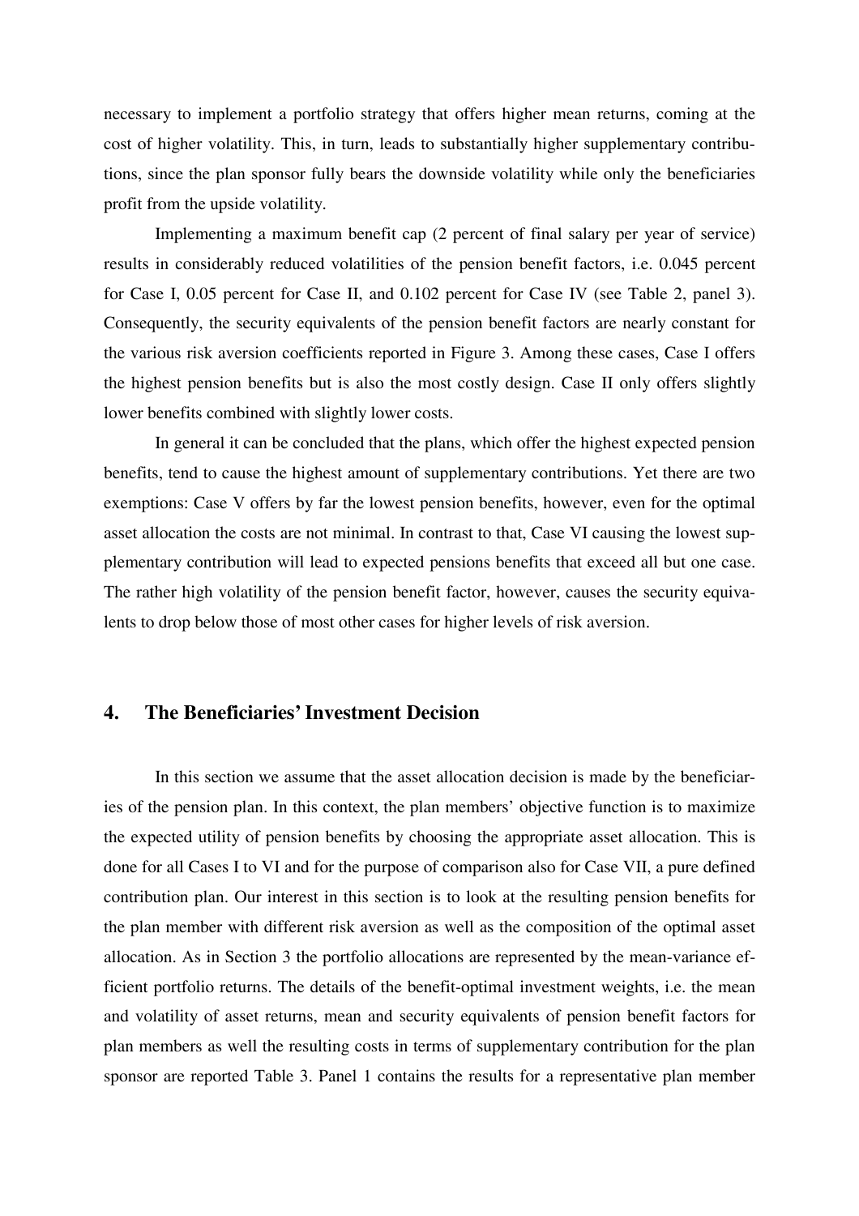necessary to implement a portfolio strategy that offers higher mean returns, coming at the cost of higher volatility. This, in turn, leads to substantially higher supplementary contributions, since the plan sponsor fully bears the downside volatility while only the beneficiaries profit from the upside volatility.

Implementing a maximum benefit cap (2 percent of final salary per year of service) results in considerably reduced volatilities of the pension benefit factors, i.e. 0.045 percent for Case I, 0.05 percent for Case II, and 0.102 percent for Case IV (see Table 2, panel 3). Consequently, the security equivalents of the pension benefit factors are nearly constant for the various risk aversion coefficients reported in Figure 3. Among these cases, Case I offers the highest pension benefits but is also the most costly design. Case II only offers slightly lower benefits combined with slightly lower costs.

In general it can be concluded that the plans, which offer the highest expected pension benefits, tend to cause the highest amount of supplementary contributions. Yet there are two exemptions: Case V offers by far the lowest pension benefits, however, even for the optimal asset allocation the costs are not minimal. In contrast to that, Case VI causing the lowest supplementary contribution will lead to expected pensions benefits that exceed all but one case. The rather high volatility of the pension benefit factor, however, causes the security equivalents to drop below those of most other cases for higher levels of risk aversion.

## 4. The Beneficiaries' Investment Decision

In this section we assume that the asset allocation decision is made by the beneficiaries of the pension plan. In this context, the plan members' objective function is to maximize the expected utility of pension benefits by choosing the appropriate asset allocation. This is done for all Cases I to VI and for the purpose of comparison also for Case VII, a pure defined contribution plan. Our interest in this section is to look at the resulting pension benefits for the plan member with different risk aversion as well as the composition of the optimal asset allocation. As in Section 3 the portfolio allocations are represented by the mean-variance efficient portfolio returns. The details of the benefit-optimal investment weights, i.e. the mean and volatility of asset returns, mean and security equivalents of pension benefit factors for plan members as well the resulting costs in terms of supplementary contribution for the plan sponsor are reported Table 3. Panel 1 contains the results for a representative plan member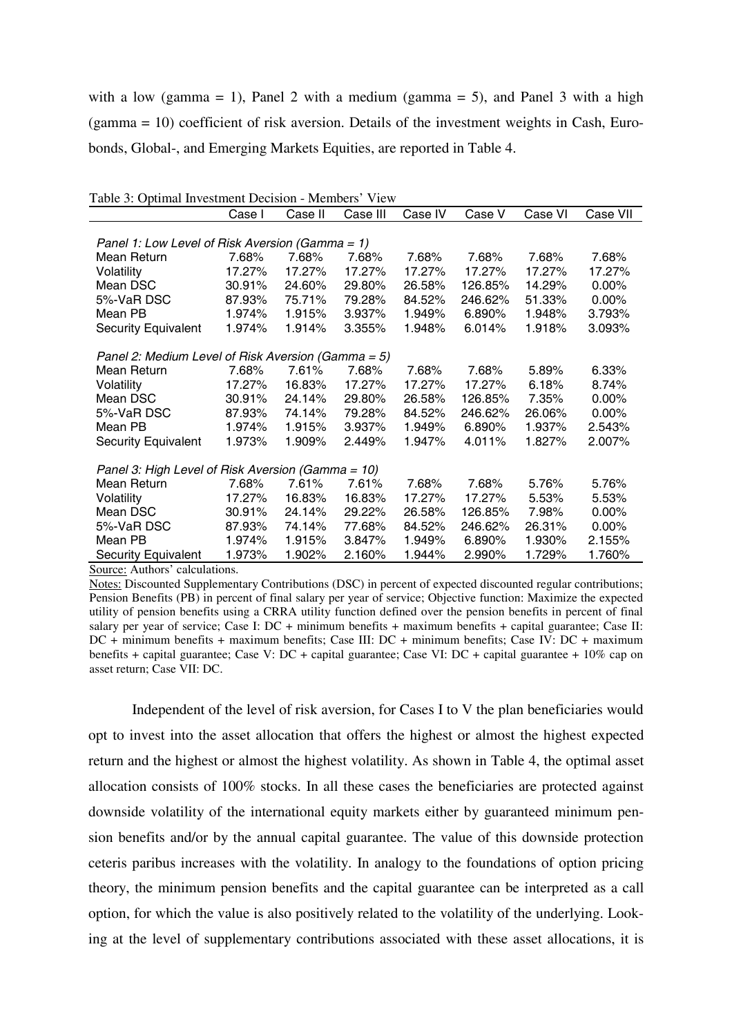with a low (gamma = 1), Panel 2 with a medium (gamma = 5), and Panel 3 with a high (gamma = 10) coefficient of risk aversion. Details of the investment weights in Cash, Eurobonds, Global-, and Emerging Markets Equities, are reported in Table 4.

Table 3: Optimal Investment Decision - Members' View

| | Case I | Case II | Case III | Case IV | Case V | Case VI | Case VII |
|---|---|---|---|---|---|---|---|
| *Panel 1: Low Level of Risk Aversion (Gamma = 1)* | | | | | | | |
| Mean Return | 7.68% | 7.68% | 7.68% | 7.68% | 7.68% | 7.68% | 7.68% |
| Volatility | 17.27% | 17.27% | 17.27% | 17.27% | 17.27% | 17.27% | 17.27% |
| Mean DSC | 30.91% | 24.60% | 29.80% | 26.58% | 126.85% | 14.29% | 0.00% |
| 5%-VaR DSC | 87.93% | 75.71% | 79.28% | 84.52% | 246.62% | 51.33% | 0.00% |
| Mean PB | 1.974% | 1.915% | 3.937% | 1.949% | 6.890% | 1.948% | 3.793% |
| Security Equivalent | 1.974% | 1.914% | 3.355% | 1.948% | 6.014% | 1.918% | 3.093% |
| *Panel 2: Medium Level of Risk Aversion (Gamma = 5)* | | | | | | | |
| Mean Return | 7.68% | 7.61% | 7.68% | 7.68% | 7.68% | 5.89% | 6.33% |
| Volatility | 17.27% | 16.83% | 17.27% | 17.27% | 17.27% | 6.18% | 8.74% |
| Mean DSC | 30.91% | 24.14% | 29.80% | 26.58% | 126.85% | 7.35% | 0.00% |
| 5%-VaR DSC | 87.93% | 74.14% | 79.28% | 84.52% | 246.62% | 26.06% | 0.00% |
| Mean PB | 1.974% | 1.915% | 3.937% | 1.949% | 6.890% | 1.937% | 2.543% |
| Security Equivalent | 1.973% | 1.909% | 2.449% | 1.947% | 4.011% | 1.827% | 2.007% |
| *Panel 3: High Level of Risk Aversion (Gamma = 10)* | | | | | | | |
| Mean Return | 7.68% | 7.61% | 7.61% | 7.68% | 7.68% | 5.76% | 5.76% |
| Volatility | 17.27% | 16.83% | 16.83% | 17.27% | 17.27% | 5.53% | 5.53% |
| Mean DSC | 30.91% | 24.14% | 29.22% | 26.58% | 126.85% | 7.98% | 0.00% |
| 5%-VaR DSC | 87.93% | 74.14% | 77.68% | 84.52% | 246.62% | 26.31% | 0.00% |
| Mean PB | 1.974% | 1.915% | 3.847% | 1.949% | 6.890% | 1.930% | 2.155% |
| Security Equivalent | 1.973% | 1.902% | 2.160% | 1.944% | 2.990% | 1.729% | 1.760% |

Source: Authors' calculations.

Notes: Discounted Supplementary Contributions (DSC) in percent of expected discounted regular contributions; Pension Benefits (PB) in percent of final salary per year of service; Objective function: Maximize the expected utility of pension benefits using a CRRA utility function defined over the pension benefits in percent of final salary per year of service; Case I: DC + minimum benefits + maximum benefits + capital guarantee; Case II: DC + minimum benefits + maximum benefits; Case III: DC + minimum benefits; Case IV: DC + maximum benefits + capital guarantee; Case V: DC + capital guarantee; Case VI: DC + capital guarantee + 10% cap on asset return; Case VII: DC.

Independent of the level of risk aversion, for Cases I to V the plan beneficiaries would opt to invest into the asset allocation that offers the highest or almost the highest expected return and the highest or almost the highest volatility. As shown in Table 4, the optimal asset allocation consists of 100% stocks. In all these cases the beneficiaries are protected against downside volatility of the international equity markets either by guaranteed minimum pension benefits and/or by the annual capital guarantee. The value of this downside protection ceteris paribus increases with the volatility. In analogy to the foundations of option pricing theory, the minimum pension benefits and the capital guarantee can be interpreted as a call option, for which the value is also positively related to the volatility of the underlying. Looking at the level of supplementary contributions associated with these asset allocations, it is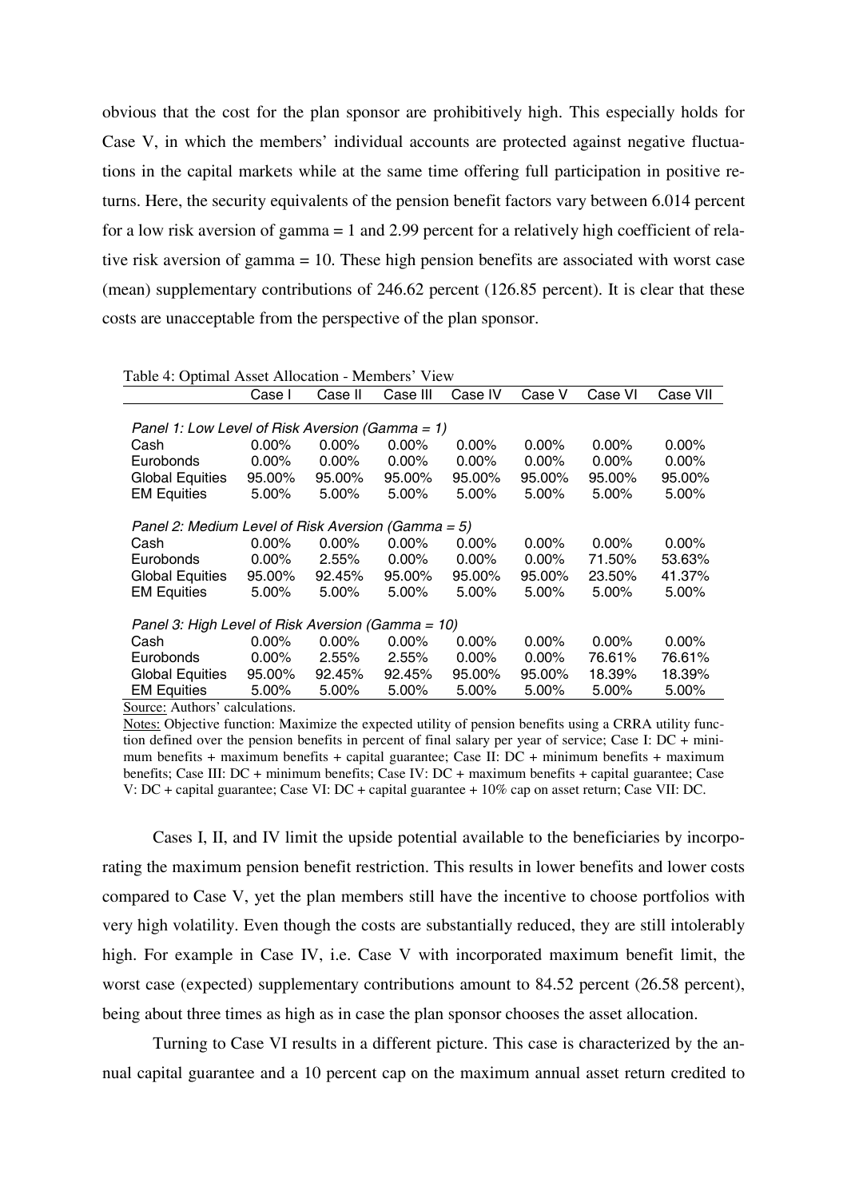obvious that the cost for the plan sponsor are prohibitively high. This especially holds for Case V, in which the members' individual accounts are protected against negative fluctuations in the capital markets while at the same time offering full participation in positive returns. Here, the security equivalents of the pension benefit factors vary between 6.014 percent for a low risk aversion of gamma = 1 and 2.99 percent for a relatively high coefficient of relative risk aversion of gamma = 10. These high pension benefits are associated with worst case (mean) supplementary contributions of 246.62 percent (126.85 percent). It is clear that these costs are unacceptable from the perspective of the plan sponsor.

Table 4: Optimal Asset Allocation - Members' View

| | Case I | Case II | Case III | Case IV | Case V | Case VI | Case VII |
|---|---|---|---|---|---|---|---|
| *Panel 1: Low Level of Risk Aversion (Gamma = 1)* | | | | | | | |
| Cash | 0.00% | 0.00% | 0.00% | 0.00% | 0.00% | 0.00% | 0.00% |
| Eurobonds | 0.00% | 0.00% | 0.00% | 0.00% | 0.00% | 0.00% | 0.00% |
| Global Equities | 95.00% | 95.00% | 95.00% | 95.00% | 95.00% | 95.00% | 95.00% |
| EM Equities | 5.00% | 5.00% | 5.00% | 5.00% | 5.00% | 5.00% | 5.00% |
| *Panel 2: Medium Level of Risk Aversion (Gamma = 5)* | | | | | | | |
| Cash | 0.00% | 0.00% | 0.00% | 0.00% | 0.00% | 0.00% | 0.00% |
| Eurobonds | 0.00% | 2.55% | 0.00% | 0.00% | 0.00% | 71.50% | 53.63% |
| Global Equities | 95.00% | 92.45% | 95.00% | 95.00% | 95.00% | 23.50% | 41.37% |
| EM Equities | 5.00% | 5.00% | 5.00% | 5.00% | 5.00% | 5.00% | 5.00% |
| *Panel 3: High Level of Risk Aversion (Gamma = 10)* | | | | | | | |
| Cash | 0.00% | 0.00% | 0.00% | 0.00% | 0.00% | 0.00% | 0.00% |
| Eurobonds | 0.00% | 2.55% | 2.55% | 0.00% | 0.00% | 76.61% | 76.61% |
| Global Equities | 95.00% | 92.45% | 92.45% | 95.00% | 95.00% | 18.39% | 18.39% |
| EM Equities | 5.00% | 5.00% | 5.00% | 5.00% | 5.00% | 5.00% | 5.00% |

Source: Authors' calculations.

Notes: Objective function: Maximize the expected utility of pension benefits using a CRRA utility function defined over the pension benefits in percent of final salary per year of service; Case I: DC + minimum benefits + maximum benefits + capital guarantee; Case II: DC + minimum benefits + maximum benefits; Case III: DC + minimum benefits; Case IV: DC + maximum benefits + capital guarantee; Case V: DC + capital guarantee; Case VI: DC + capital guarantee + 10% cap on asset return; Case VII: DC.

Cases I, II, and IV limit the upside potential available to the beneficiaries by incorporating the maximum pension benefit restriction. This results in lower benefits and lower costs compared to Case V, yet the plan members still have the incentive to choose portfolios with very high volatility. Even though the costs are substantially reduced, they are still intolerably high. For example in Case IV, i.e. Case V with incorporated maximum benefit limit, the worst case (expected) supplementary contributions amount to 84.52 percent (26.58 percent), being about three times as high as in case the plan sponsor chooses the asset allocation.

Turning to Case VI results in a different picture. This case is characterized by the annual capital guarantee and a 10 percent cap on the maximum annual asset return credited to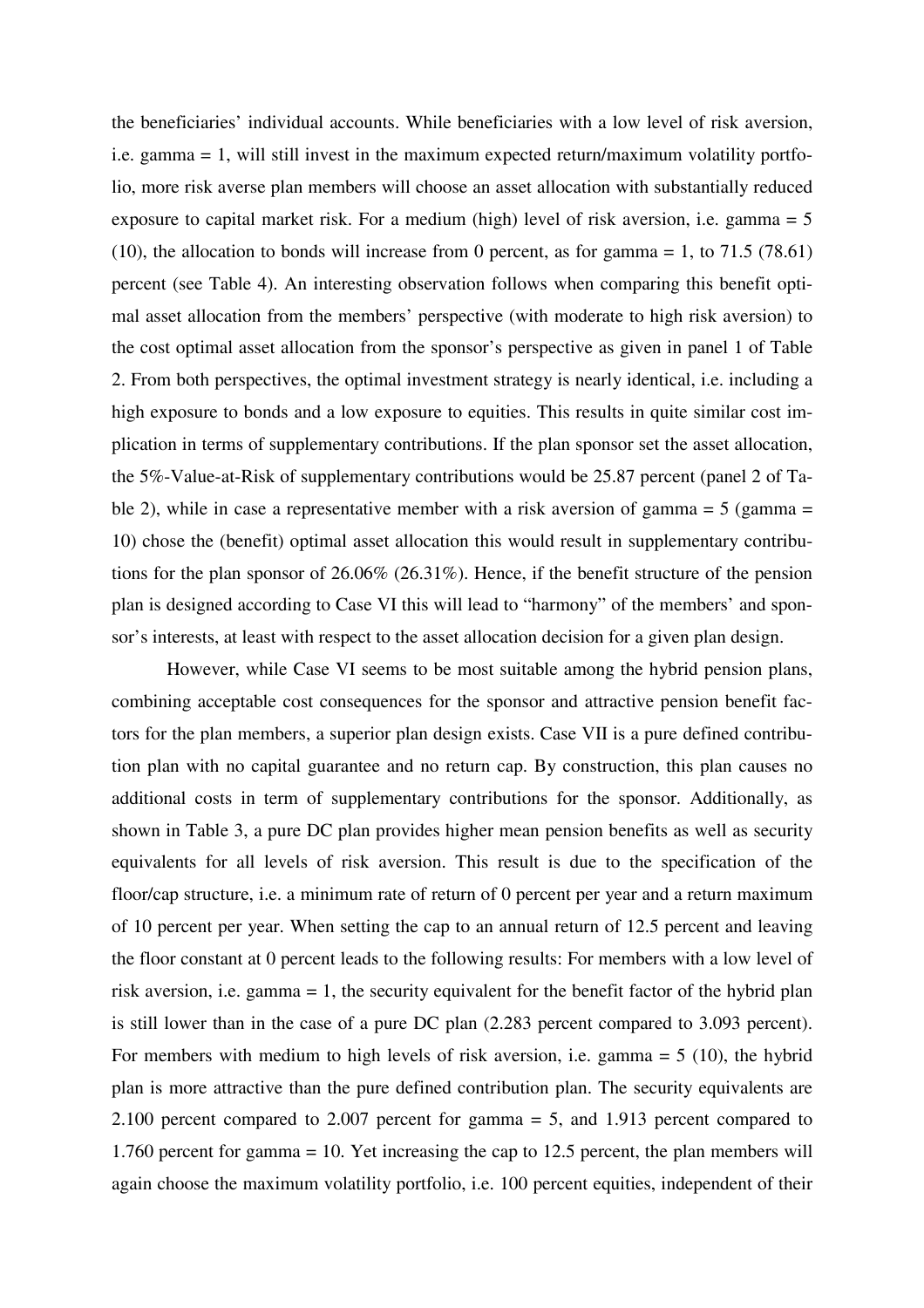the beneficiaries' individual accounts. While beneficiaries with a low level of risk aversion, i.e. gamma = 1, will still invest in the maximum expected return/maximum volatility portfolio, more risk averse plan members will choose an asset allocation with substantially reduced exposure to capital market risk. For a medium (high) level of risk aversion, i.e. gamma = 5 (10), the allocation to bonds will increase from 0 percent, as for gamma = 1, to 71.5 (78.61) percent (see Table 4). An interesting observation follows when comparing this benefit optimal asset allocation from the members' perspective (with moderate to high risk aversion) to the cost optimal asset allocation from the sponsor's perspective as given in panel 1 of Table 2. From both perspectives, the optimal investment strategy is nearly identical, i.e. including a high exposure to bonds and a low exposure to equities. This results in quite similar cost implication in terms of supplementary contributions. If the plan sponsor set the asset allocation, the 5%-Value-at-Risk of supplementary contributions would be 25.87 percent (panel 2 of Table 2), while in case a representative member with a risk aversion of gamma = 5 (gamma = 10) chose the (benefit) optimal asset allocation this would result in supplementary contributions for the plan sponsor of 26.06% (26.31%). Hence, if the benefit structure of the pension plan is designed according to Case VI this will lead to "harmony" of the members' and sponsor's interests, at least with respect to the asset allocation decision for a given plan design.

However, while Case VI seems to be most suitable among the hybrid pension plans, combining acceptable cost consequences for the sponsor and attractive pension benefit factors for the plan members, a superior plan design exists. Case VII is a pure defined contribution plan with no capital guarantee and no return cap. By construction, this plan causes no additional costs in term of supplementary contributions for the sponsor. Additionally, as shown in Table 3, a pure DC plan provides higher mean pension benefits as well as security equivalents for all levels of risk aversion. This result is due to the specification of the floor/cap structure, i.e. a minimum rate of return of 0 percent per year and a return maximum of 10 percent per year. When setting the cap to an annual return of 12.5 percent and leaving the floor constant at 0 percent leads to the following results: For members with a low level of risk aversion, i.e. gamma = 1, the security equivalent for the benefit factor of the hybrid plan is still lower than in the case of a pure DC plan (2.283 percent compared to 3.093 percent). For members with medium to high levels of risk aversion, i.e. gamma = 5 (10), the hybrid plan is more attractive than the pure defined contribution plan. The security equivalents are 2.100 percent compared to 2.007 percent for gamma = 5, and 1.913 percent compared to 1.760 percent for gamma = 10. Yet increasing the cap to 12.5 percent, the plan members will again choose the maximum volatility portfolio, i.e. 100 percent equities, independent of their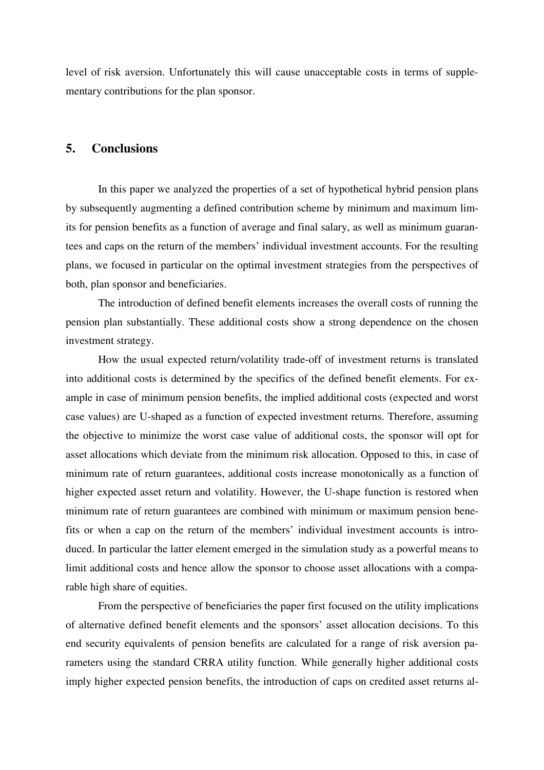level of risk aversion. Unfortunately this will cause unacceptable costs in terms of supplementary contributions for the plan sponsor.

## 5. Conclusions

In this paper we analyzed the properties of a set of hypothetical hybrid pension plans by subsequently augmenting a defined contribution scheme by minimum and maximum limits for pension benefits as a function of average and final salary, as well as minimum guarantees and caps on the return of the members' individual investment accounts. For the resulting plans, we focused in particular on the optimal investment strategies from the perspectives of both, plan sponsor and beneficiaries.

The introduction of defined benefit elements increases the overall costs of running the pension plan substantially. These additional costs show a strong dependence on the chosen investment strategy.

How the usual expected return/volatility trade-off of investment returns is translated into additional costs is determined by the specifics of the defined benefit elements. For example in case of minimum pension benefits, the implied additional costs (expected and worst case values) are U-shaped as a function of expected investment returns. Therefore, assuming the objective to minimize the worst case value of additional costs, the sponsor will opt for asset allocations which deviate from the minimum risk allocation. Opposed to this, in case of minimum rate of return guarantees, additional costs increase monotonically as a function of higher expected asset return and volatility. However, the U-shape function is restored when minimum rate of return guarantees are combined with minimum or maximum pension benefits or when a cap on the return of the members' individual investment accounts is introduced. In particular the latter element emerged in the simulation study as a powerful means to limit additional costs and hence allow the sponsor to choose asset allocations with a comparable high share of equities.

From the perspective of beneficiaries the paper first focused on the utility implications of alternative defined benefit elements and the sponsors' asset allocation decisions. To this end security equivalents of pension benefits are calculated for a range of risk aversion parameters using the standard CRRA utility function. While generally higher additional costs imply higher expected pension benefits, the introduction of caps on credited asset returns al-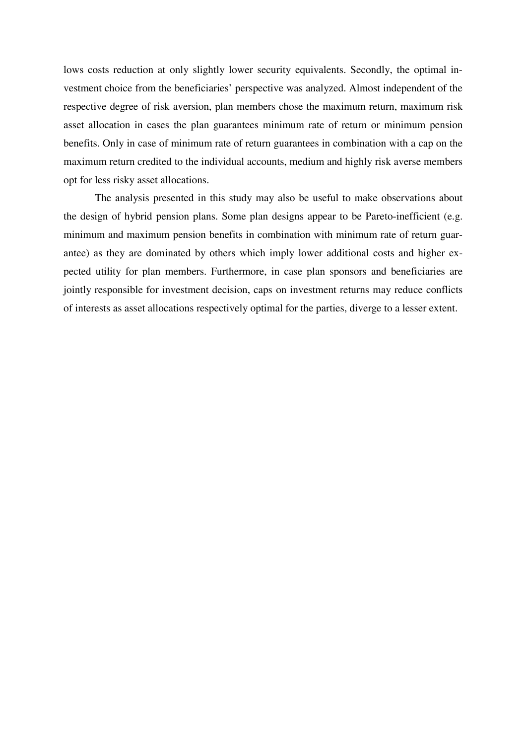lows costs reduction at only slightly lower security equivalents. Secondly, the optimal investment choice from the beneficiaries' perspective was analyzed. Almost independent of the respective degree of risk aversion, plan members chose the maximum return, maximum risk asset allocation in cases the plan guarantees minimum rate of return or minimum pension benefits. Only in case of minimum rate of return guarantees in combination with a cap on the maximum return credited to the individual accounts, medium and highly risk averse members opt for less risky asset allocations.

The analysis presented in this study may also be useful to make observations about the design of hybrid pension plans. Some plan designs appear to be Pareto-inefficient (e.g. minimum and maximum pension benefits in combination with minimum rate of return guarantee) as they are dominated by others which imply lower additional costs and higher expected utility for plan members. Furthermore, in case plan sponsors and beneficiaries are jointly responsible for investment decision, caps on investment returns may reduce conflicts of interests as asset allocations respectively optimal for the parties, diverge to a lesser extent.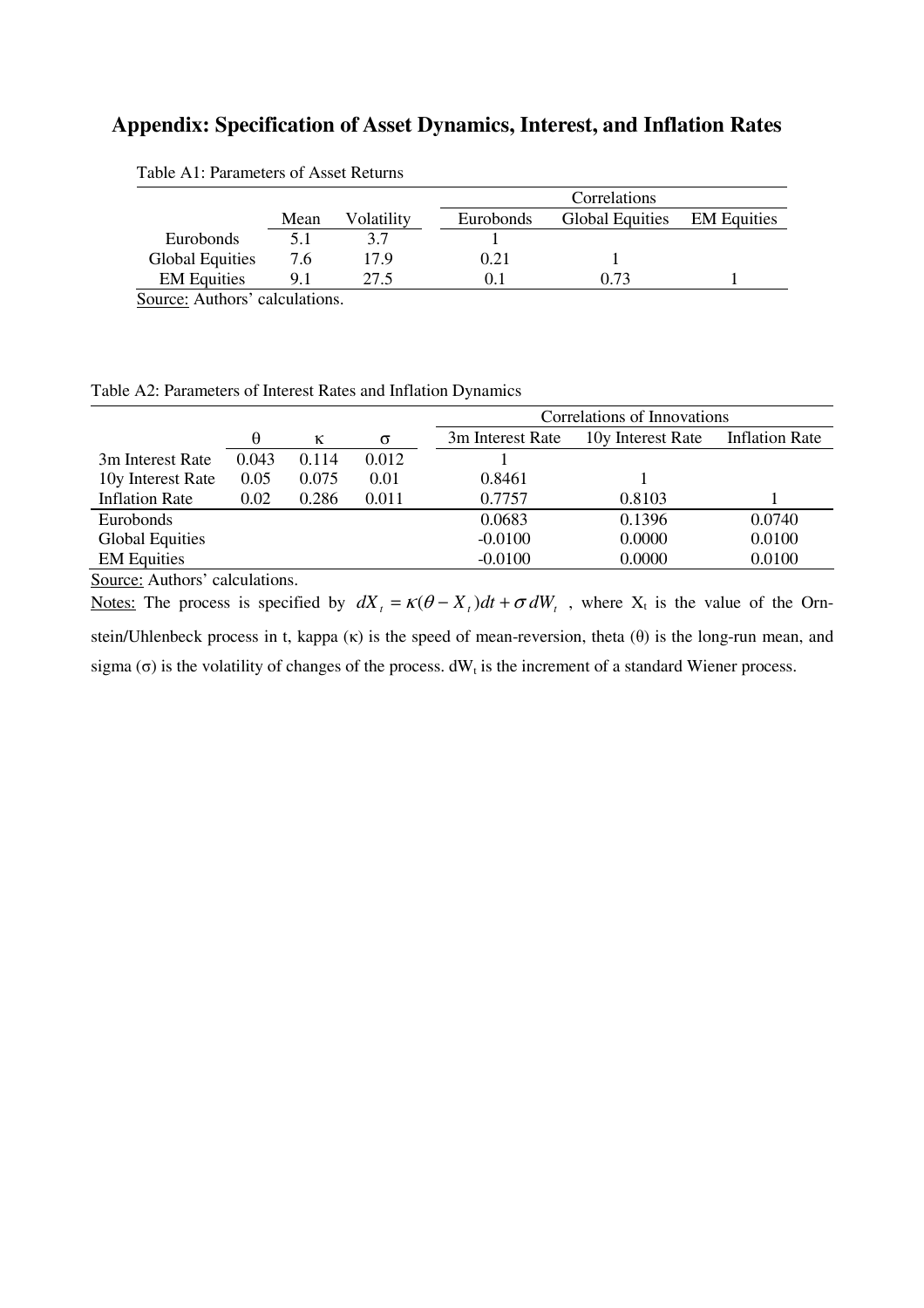# Appendix: Specification of Asset Dynamics, Interest, and Inflation Rates

Table A1: Parameters of Asset Returns

| | Mean | Volatility | Correlations | | |
|---|---|---|---|---|---|
| | | | Eurobonds | Global Equities | EM Equities |
| Eurobonds | 5.1 | 3.7 | 1 | | |
| Global Equities | 7.6 | 17.9 | 0.21 | 1 | |
| EM Equities | 9.1 | 27.5 | 0.1 | 0.73 | 1 |

Source: Authors' calculations.

Table A2: Parameters of Interest Rates and Inflation Dynamics

| | θ | κ | σ | Correlations of Innovations | | |
|---|---|---|---|---|---|---|
| | | | | 3m Interest Rate | 10y Interest Rate | Inflation Rate |
| 3m Interest Rate | 0.043 | 0.114 | 0.012 | 1 | | |
| 10y Interest Rate | 0.05 | 0.075 | 0.01 | 0.8461 | 1 | |
| Inflation Rate | 0.02 | 0.286 | 0.011 | 0.7757 | 0.8103 | 1 |
| Eurobonds | | | | 0.0683 | 0.1396 | 0.0740 |
| Global Equities | | | | -0.0100 | 0.0000 | 0.0100 |
| EM Equities | | | | -0.0100 | 0.0000 | 0.0100 |

Source: Authors' calculations.

Notes: The process is specified by $dX_t = \kappa(\theta - X_t)dt + \sigma dW_t$, where $X_t$ is the value of the Ornstein/Uhlenbeck process in t, kappa (κ) is the speed of mean-reversion, theta (θ) is the long-run mean, and sigma (σ) is the volatility of changes of the process. $dW_t$ is the increment of a standard Wiener process.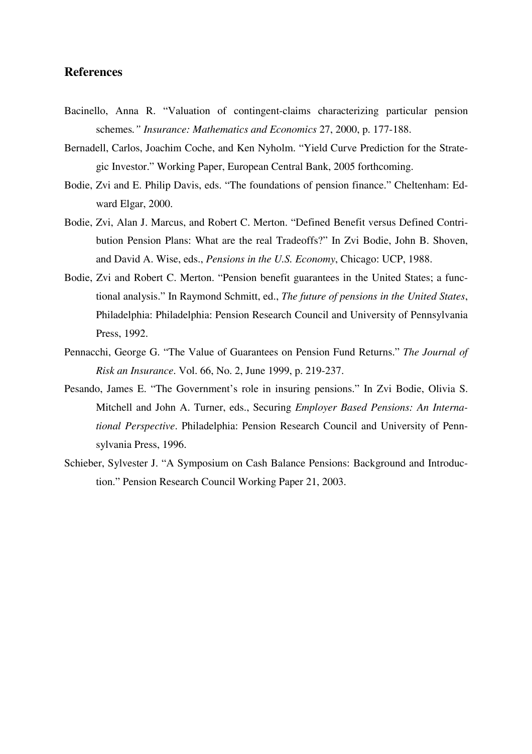## References

Bacinello, Anna R. "Valuation of contingent-claims characterizing particular pension schemes*." Insurance: Mathematics and Economics* 27, 2000, p. 177-188.

Bernadell, Carlos, Joachim Coche, and Ken Nyholm. "Yield Curve Prediction for the Strategic Investor." Working Paper, European Central Bank, 2005 forthcoming.

Bodie, Zvi and E. Philip Davis, eds. "The foundations of pension finance." Cheltenham: Edward Elgar, 2000.

Bodie, Zvi, Alan J. Marcus, and Robert C. Merton. "Defined Benefit versus Defined Contribution Pension Plans: What are the real Tradeoffs?" In Zvi Bodie, John B. Shoven, and David A. Wise, eds., *Pensions in the U.S. Economy*, Chicago: UCP, 1988.

Bodie, Zvi and Robert C. Merton. "Pension benefit guarantees in the United States; a functional analysis." In Raymond Schmitt, ed., *The future of pensions in the United States*, Philadelphia: Philadelphia: Pension Research Council and University of Pennsylvania Press, 1992.

Pennacchi, George G. "The Value of Guarantees on Pension Fund Returns." *The Journal of Risk an Insurance*. Vol. 66, No. 2, June 1999, p. 219-237.

Pesando, James E. "The Government's role in insuring pensions." In Zvi Bodie, Olivia S. Mitchell and John A. Turner, eds., Securing *Employer Based Pensions: An International Perspective*. Philadelphia: Pension Research Council and University of Pennsylvania Press, 1996.

Schieber, Sylvester J. "A Symposium on Cash Balance Pensions: Background and Introduction." Pension Research Council Working Paper 21, 2003.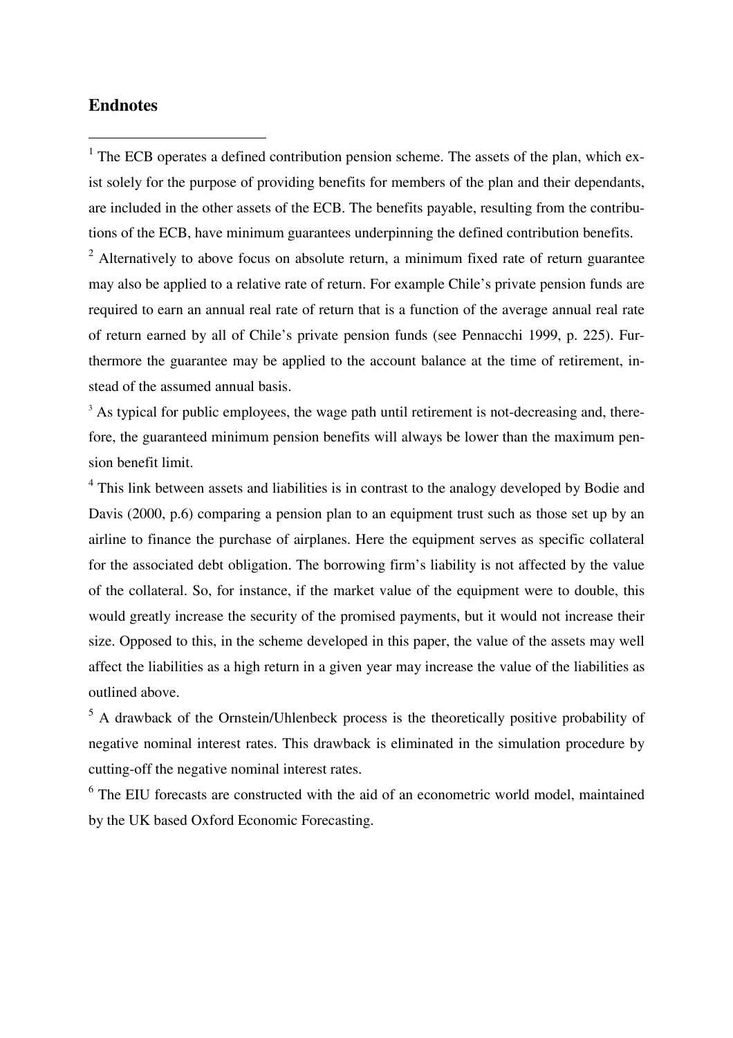## Endnotes

[1] The ECB operates a defined contribution pension scheme. The assets of the plan, which exist solely for the purpose of providing benefits for members of the plan and their dependants, are included in the other assets of the ECB. The benefits payable, resulting from the contributions of the ECB, have minimum guarantees underpinning the defined contribution benefits.

[2] Alternatively to above focus on absolute return, a minimum fixed rate of return guarantee may also be applied to a relative rate of return. For example Chile's private pension funds are required to earn an annual real rate of return that is a function of the average annual real rate of return earned by all of Chile's private pension funds (see Pennacchi 1999, p. 225). Furthermore the guarantee may be applied to the account balance at the time of retirement, instead of the assumed annual basis.

[3] As typical for public employees, the wage path until retirement is not-decreasing and, therefore, the guaranteed minimum pension benefits will always be lower than the maximum pension benefit limit.

[4] This link between assets and liabilities is in contrast to the analogy developed by Bodie and Davis (2000, p.6) comparing a pension plan to an equipment trust such as those set up by an airline to finance the purchase of airplanes. Here the equipment serves as specific collateral for the associated debt obligation. The borrowing firm's liability is not affected by the value of the collateral. So, for instance, if the market value of the equipment were to double, this would greatly increase the security of the promised payments, but it would not increase their size. Opposed to this, in the scheme developed in this paper, the value of the assets may well affect the liabilities as a high return in a given year may increase the value of the liabilities as outlined above.

[5] A drawback of the Ornstein/Uhlenbeck process is the theoretically positive probability of negative nominal interest rates. This drawback is eliminated in the simulation procedure by cutting-off the negative nominal interest rates.

[6] The EIU forecasts are constructed with the aid of an econometric world model, maintained by the UK based Oxford Economic Forecasting.